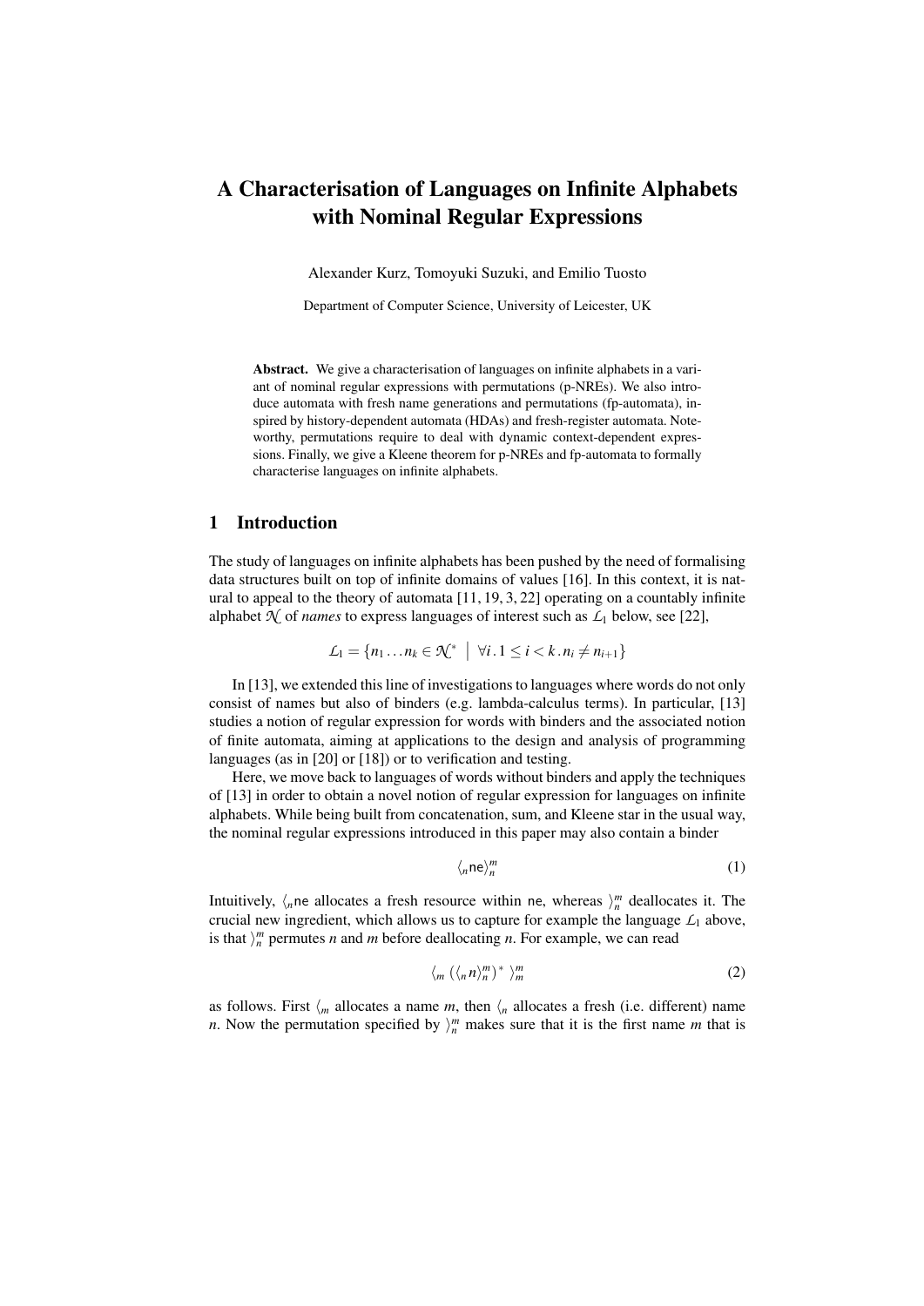# A Characterisation of Languages on Infinite Alphabets with Nominal Regular Expressions

Alexander Kurz, Tomoyuki Suzuki, and Emilio Tuosto

Department of Computer Science, University of Leicester, UK

**Abstract.** We give a characterisation of languages on infinite alphabets in a variant of nominal regular expressions with permutations (p-NREs). We also introduce automata with fresh name generations and permutations (fp-automata), inspired by history-dependent automata (HDAs) and fresh-register automata. Noteworthy, permutations require to deal with dynamic context-dependent expressions. Finally, we give a Kleene theorem for p-NREs and fp-automata to formally characterise languages on infinite alphabets.

## 1 Introduction

The study of languages on infinite alphabets has been pushed by the need of formalising data structures built on top of infinite domains of values [16]. In this context, it is natural to appeal to the theory of automata [11, 19, 3, 22] operating on a countably infinite alphabet $\mathcal{N}$ of *names* to express languages of interest such as $\mathcal{L}_1$ below, see [22],

$$\mathcal{L}_1 = \{n_1 \dots n_k \in \mathcal{N}^* \mid \forall i.1 \le i < k.n_i \ne n_{i+1}\}$$

In [13], we extended this line of investigations to languages where words do not only consist of names but also of binders (e.g. lambda-calculus terms). In particular, [13] studies a notion of regular expression for words with binders and the associated notion of finite automata, aiming at applications to the design and analysis of programming languages (as in [20] or [18]) or to verification and testing.

Here, we move back to languages of words without binders and apply the techniques of [13] in order to obtain a novel notion of regular expression for languages on infinite alphabets. While being built from concatenation, sum, and Kleene star in the usual way, the nominal regular expressions introduced in this paper may also contain a binder

$$\langle_n \mathsf{ne} \rangle_n^m \tag{1}$$

Intuitively, $\langle_n \mathsf{ne}$ allocates a fresh resource within $\mathsf{ne}$, whereas $\rangle_n^m$ deallocates it. The crucial new ingredient, which allows us to capture for example the language $\mathcal{L}_1$ above, is that $\rangle_n^m$ permutes $n$ and $m$ before deallocating $n$. For example, we can read

$$\langle_m (\langle_n n \rangle_n^m)^* \rangle_m^m \tag{2}$$

as follows. First $\langle_m$ allocates a name $m$, then $\langle_n$ allocates a fresh (i.e. different) name $n$. Now the permutation specified by $\rangle_n^m$ makes sure that it is the first name $m$ that is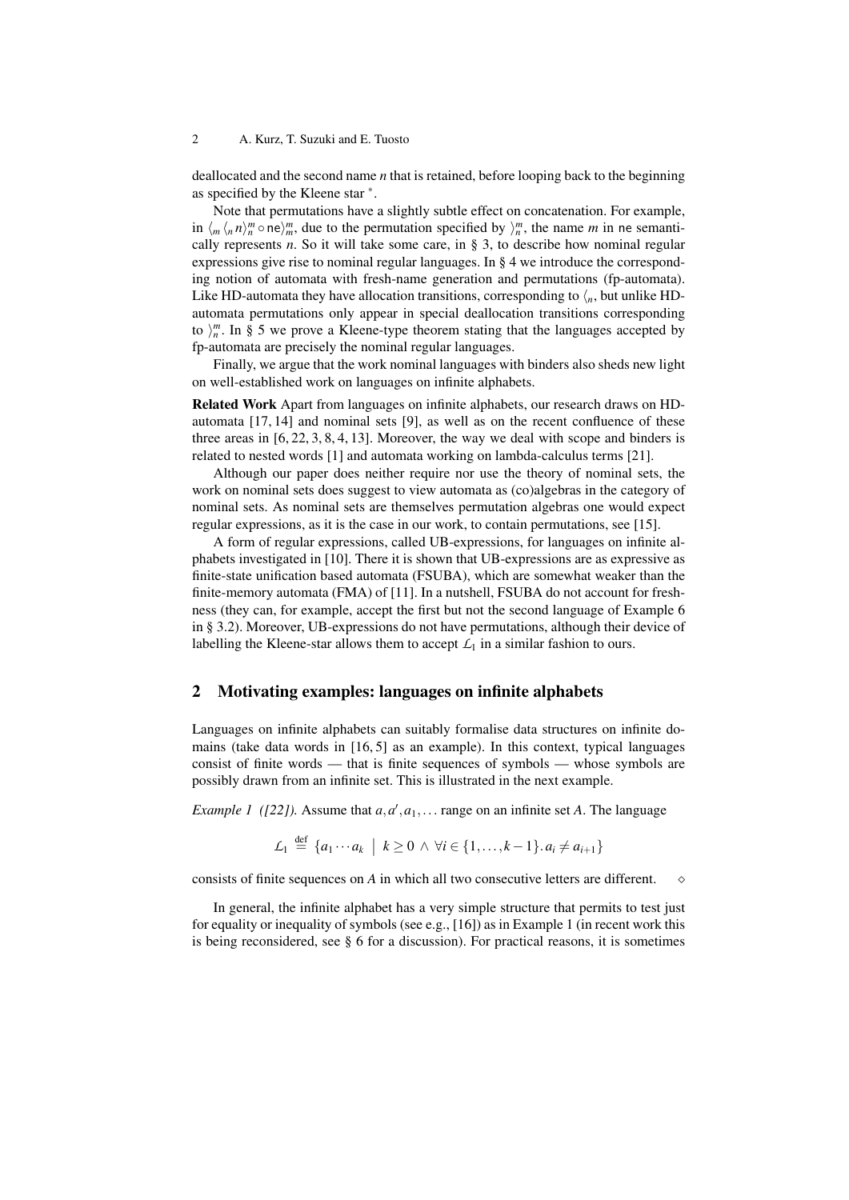deallocated and the second name $n$ that is retained, before looping back to the beginning as specified by the Kleene star $^*$.

Note that permutations have a slightly subtle effect on concatenation. For example, in $\langle_m \langle_n n\rangle_n^m \circ \mathsf{ne}\rangle_m^m$, due to the permutation specified by $\rangle_n^m$, the name $m$ in $\mathsf{ne}$ semantically represents $n$. So it will take some care, in § 3, to describe how nominal regular expressions give rise to nominal regular languages. In § 4 we introduce the corresponding notion of automata with fresh-name generation and permutations (fp-automata). Like HD-automata they have allocation transitions, corresponding to $\langle_n$, but unlike HD-automata permutations only appear in special deallocation transitions corresponding to $\rangle_n^m$. In § 5 we prove a Kleene-type theorem stating that the languages accepted by fp-automata are precisely the nominal regular languages.

Finally, we argue that the work nominal languages with binders also sheds new light on well-established work on languages on infinite alphabets.

**Related Work** Apart from languages on infinite alphabets, our research draws on HD-automata [17, 14] and nominal sets [9], as well as on the recent confluence of these three areas in [6, 22, 3, 8, 4, 13]. Moreover, the way we deal with scope and binders is related to nested words [1] and automata working on lambda-calculus terms [21].

Although our paper does neither require nor use the theory of nominal sets, the work on nominal sets does suggest to view automata as (co)algebras in the category of nominal sets. As nominal sets are themselves permutation algebras one would expect regular expressions, as it is the case in our work, to contain permutations, see [15].

A form of regular expressions, called UB-expressions, for languages on infinite alphabets investigated in [10]. There it is shown that UB-expressions are as expressive as finite-state unification based automata (FSUBA), which are somewhat weaker than the finite-memory automata (FMA) of [11]. In a nutshell, FSUBA do not account for freshness (they can, for example, accept the first but not the second language of Example 6 in § 3.2). Moreover, UB-expressions do not have permutations, although their device of labelling the Kleene-star allows them to accept $\mathcal{L}_1$ in a similar fashion to ours.

## 2 Motivating examples: languages on infinite alphabets

Languages on infinite alphabets can suitably formalise data structures on infinite domains (take data words in [16, 5] as an example). In this context, typical languages consist of finite words — that is finite sequences of symbols — whose symbols are possibly drawn from an infinite set. This is illustrated in the next example.

*Example 1 ([22]).* Assume that $a, a', a_1, \ldots$ range on an infinite set $A$. The language

$$\mathcal{L}_1 \stackrel{\text{def}}{=} \{a_1 \cdots a_k \mid k \geq 0 \wedge \forall i \in \{1, \ldots, k-1\}. a_i \neq a_{i+1}\}$$

consists of finite sequences on $A$ in which all two consecutive letters are different. $\diamond$

In general, the infinite alphabet has a very simple structure that permits to test just for equality or inequality of symbols (see e.g., [16]) as in Example 1 (in recent work this is being reconsidered, see § 6 for a discussion). For practical reasons, it is sometimes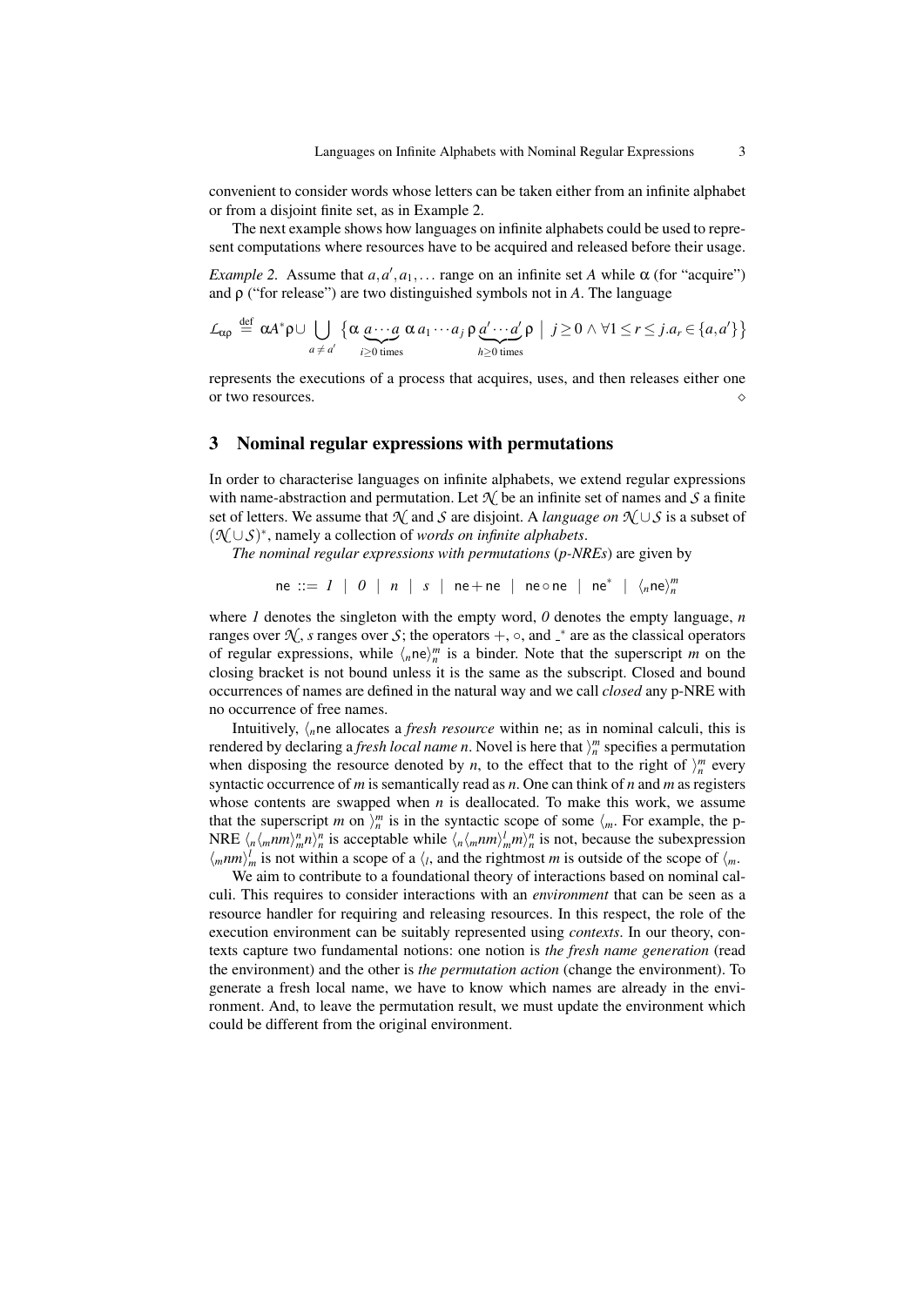convenient to consider words whose letters can be taken either from an infinite alphabet or from a disjoint finite set, as in Example 2.

The next example shows how languages on infinite alphabets could be used to represent computations where resources have to be acquired and released before their usage.

*Example 2.* Assume that $a, a', a_1, \ldots$ range on an infinite set $A$ while $\alpha$ (for "acquire") and $\rho$ ("for release") are two distinguished symbols not in $A$. The language

$$\mathcal{L}_{\alpha\rho} \stackrel{\text{def}}{=} \alpha A^* \rho \cup \bigcup_{a \neq a'} \{\alpha \underbrace{a \cdots a}_{i \geq 0 \text{ times}} \alpha\, a_1 \cdots a_j\, \rho \underbrace{a' \cdots a'}_{h \geq 0 \text{ times}} \rho \mid j \geq 0 \wedge \forall 1 \leq r \leq j. a_r \in \{a, a'\}\}$$

represents the executions of a process that acquires, uses, and then releases either one or two resources. ◇

## 3 Nominal regular expressions with permutations

In order to characterise languages on infinite alphabets, we extend regular expressions with name-abstraction and permutation. Let $\mathcal{N}$ be an infinite set of names and $\mathcal{S}$ a finite set of letters. We assume that $\mathcal{N}$ and $\mathcal{S}$ are disjoint. A *language on* $\mathcal{N} \cup \mathcal{S}$ is a subset of $(\mathcal{N} \cup \mathcal{S})^*$, namely a collection of *words on infinite alphabets*.

*The nominal regular expressions with permutations* (*p-NREs*) are given by

$$\mathsf{ne} ::= 1 \mid 0 \mid n \mid s \mid \mathsf{ne} + \mathsf{ne} \mid \mathsf{ne} \circ \mathsf{ne} \mid \mathsf{ne}^* \mid \langle_n \mathsf{ne} \rangle_n^m$$

where $1$ denotes the singleton with the empty word, $0$ denotes the empty language, $n$ ranges over $\mathcal{N}$, $s$ ranges over $\mathcal{S}$; the operators $+$, $\circ$, and $\_^*$ are as the classical operators of regular expressions, while $\langle_n \mathsf{ne} \rangle_n^m$ is a binder. Note that the superscript $m$ on the closing bracket is not bound unless it is the same as the subscript. Closed and bound occurrences of names are defined in the natural way and we call *closed* any p-NRE with no occurrence of free names.

Intuitively, $\langle_n \mathsf{ne}$ allocates a *fresh resource* within $\mathsf{ne}$; as in nominal calculi, this is rendered by declaring a *fresh local name n*. Novel is here that $\rangle_n^m$ specifies a permutation when disposing the resource denoted by $n$, to the effect that to the right of $\rangle_n^m$ every syntactic occurrence of $m$ is semantically read as $n$. One can think of $n$ and $m$ as registers whose contents are swapped when $n$ is deallocated. To make this work, we assume that the superscript $m$ on $\rangle_n^m$ is in the syntactic scope of some $\langle_m$. For example, the p-NRE $\langle_n \langle_m nm \rangle_m^n n \rangle_n^n$ is acceptable while $\langle_n \langle_m nm \rangle_m^l m \rangle_n^n$ is not, because the subexpression $\langle_m nm \rangle_m^l$ is not within a scope of a $\langle_l$, and the rightmost $m$ is outside of the scope of $\langle_m$.

We aim to contribute to a foundational theory of interactions based on nominal calculi. This requires to consider interactions with an *environment* that can be seen as a resource handler for requiring and releasing resources. In this respect, the role of the execution environment can be suitably represented using *contexts*. In our theory, contexts capture two fundamental notions: one notion is *the fresh name generation* (read the environment) and the other is *the permutation action* (change the environment). To generate a fresh local name, we have to know which names are already in the environment. And, to leave the permutation result, we must update the environment which could be different from the original environment.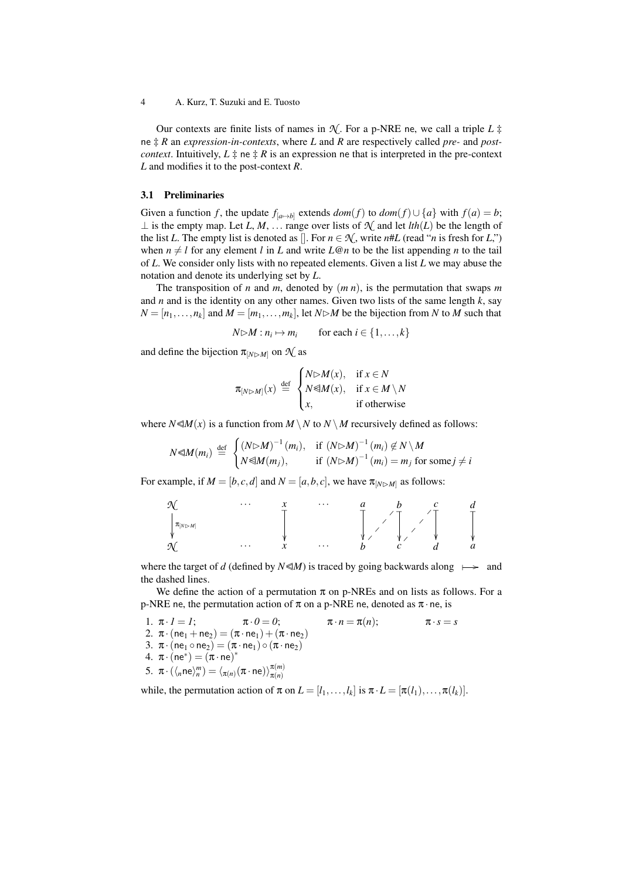Our contexts are finite lists of names in $\mathcal{N}$. For a p-NRE $\mathsf{ne}$, we call a triple $L \ddagger \mathsf{ne} \ddagger R$ an *expression-in-contexts*, where $L$ and $R$ are respectively called *pre-* and *post-context*. Intuitively, $L \ddagger \mathsf{ne} \ddagger R$ is an expression $\mathsf{ne}$ that is interpreted in the pre-context $L$ and modifies it to the post-context $R$.

### 3.1 Preliminaries

Given a function $f$, the update $f_{[a \mapsto b]}$ extends $dom(f)$ to $dom(f) \cup \{a\}$ with $f(a) = b$; $\perp$ is the empty map. Let $L, M, \ldots$ range over lists of $\mathcal{N}$ and let $lth(L)$ be the length of the list $L$. The empty list is denoted as $[]$. For $n \in \mathcal{N}$, write $n\#L$ (read "$n$ is fresh for $L$,") when $n \neq l$ for any element $l$ in $L$ and write $L@n$ to be the list appending $n$ to the tail of $L$. We consider only lists with no repeated elements. Given a list $L$ we may abuse the notation and denote its underlying set by $L$.

The transposition of $n$ and $m$, denoted by $(m\ n)$, is the permutation that swaps $m$ and $n$ and is the identity on any other names. Given two lists of the same length $k$, say $N = [n_1, \ldots, n_k]$ and $M = [m_1, \ldots, m_k]$, let $N \triangleright M$ be the bijection from $N$ to $M$ such that

$$N \triangleright M : n_i \mapsto m_i \qquad \text{for each } i \in \{1, \ldots, k\}$$

and define the bijection $\pi_{[N \triangleright M]}$ on $\mathcal{N}$ as

$$\pi_{[N \triangleright M]}(x) \stackrel{\text{def}}{=} \begin{cases} N \triangleright M(x), & \text{if } x \in N \\ N \triangleleft\!\!\!\triangleleft M(x), & \text{if } x \in M \setminus N \\ x, & \text{if otherwise} \end{cases}$$

where $N \triangleleft\!\!\!\triangleleft M(x)$ is a function from $M \setminus N$ to $N \setminus M$ recursively defined as follows:

$$N \triangleleft\!\!\!\triangleleft M(m_i) \stackrel{\text{def}}{=} \begin{cases} (N \triangleright M)^{-1}(m_i), & \text{if } (N \triangleright M)^{-1}(m_i) \notin N \setminus M \\ N \triangleleft\!\!\!\triangleleft M(m_j), & \text{if } (N \triangleright M)^{-1}(m_i) = m_j \text{ for some } j \neq i \end{cases}$$

For example, if $M = [b, c, d]$ and $N = [a, b, c]$, we have $\pi_{[N \triangleright M]}$ as follows:

$$\begin{array}{ccccccccc} \mathcal{N} & & \cdots & x & \cdots & a & b & c & d \\ \downarrow \pi_{[N \triangleright M]} & & & \downarrow & & \downarrow & \downarrow & \downarrow & \downarrow \\ \mathcal{N} & & \cdots & x & \cdots & b & c & d & a \end{array}$$

where the target of $d$ (defined by $N \triangleleft\!\!\!\triangleleft M$) is traced by going backwards along $\longmapsto$ and the dashed lines.

We define the action of a permutation $\pi$ on p-NREs and on lists as follows. For a p-NRE $\mathsf{ne}$, the permutation action of $\pi$ on a p-NRE $\mathsf{ne}$, denoted as $\pi \cdot \mathsf{ne}$, is

1. $\pi \cdot 1 = 1$; $\qquad \pi \cdot 0 = 0$; $\qquad \pi \cdot n = \pi(n)$; $\qquad \pi \cdot s = s$
2. $\pi \cdot (\mathsf{ne}_1 + \mathsf{ne}_2) = (\pi \cdot \mathsf{ne}_1) + (\pi \cdot \mathsf{ne}_2)$
3. $\pi \cdot (\mathsf{ne}_1 \circ \mathsf{ne}_2) = (\pi \cdot \mathsf{ne}_1) \circ (\pi \cdot \mathsf{ne}_2)$
4. $\pi \cdot (\mathsf{ne}^*) = (\pi \cdot \mathsf{ne})^*$
5. $\pi \cdot (\langle_n \mathsf{ne} \rangle_n^m) = \langle_{\pi(n)} (\pi \cdot \mathsf{ne}) \rangle_{\pi(n)}^{\pi(m)}$

while, the permutation action of $\pi$ on $L = [l_1, \ldots, l_k]$ is $\pi \cdot L = [\pi(l_1), \ldots, \pi(l_k)]$.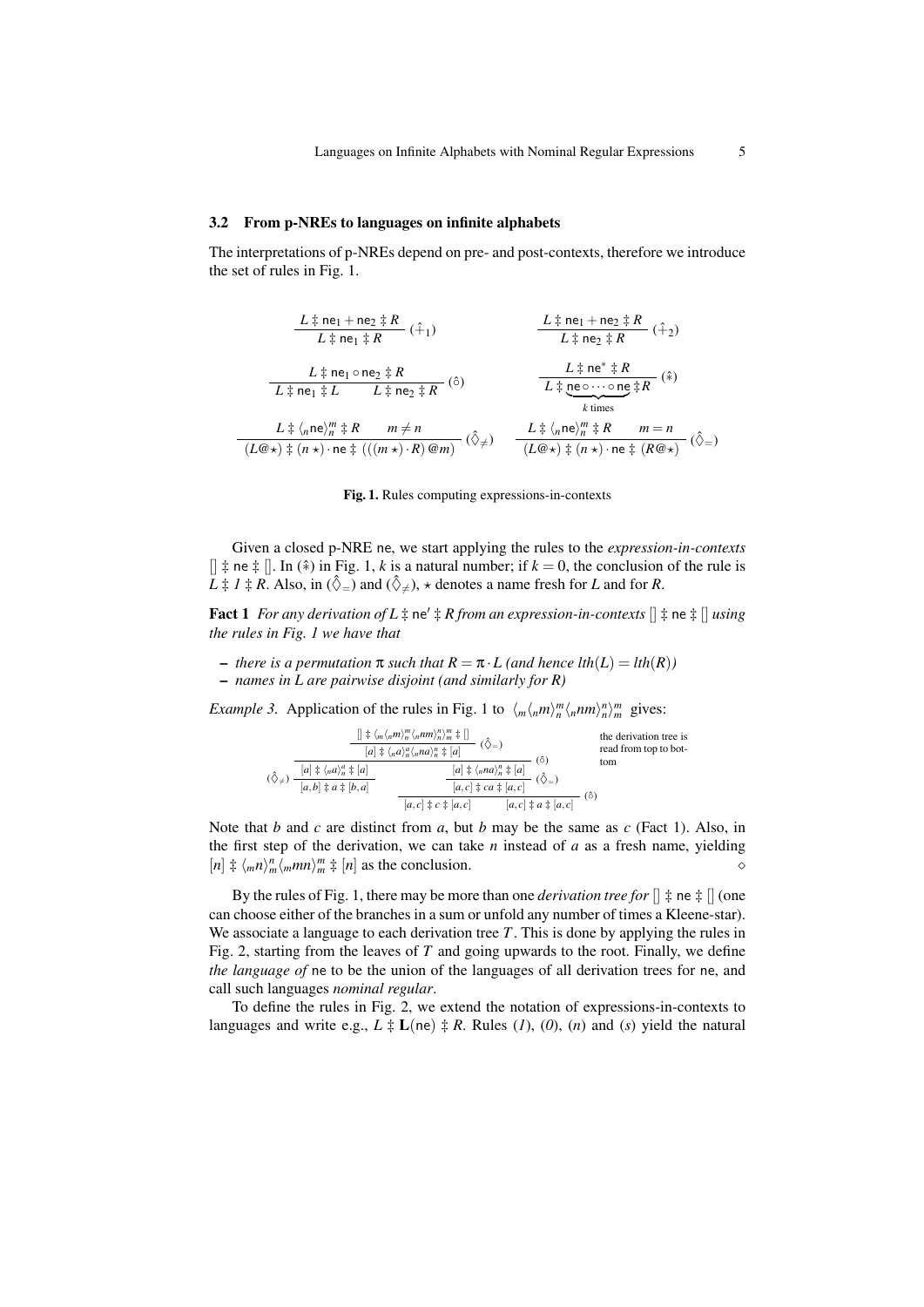### 3.2 From p-NREs to languages on infinite alphabets

The interpretations of p-NREs depend on pre- and post-contexts, therefore we introduce the set of rules in Fig. 1.

$$\frac{L \ddagger \mathsf{ne}_1 + \mathsf{ne}_2 \ddagger R}{L \ddagger \mathsf{ne}_1 \ddagger R}\ (\hat{+}_1) \qquad \frac{L \ddagger \mathsf{ne}_1 + \mathsf{ne}_2 \ddagger R}{L \ddagger \mathsf{ne}_2 \ddagger R}\ (\hat{+}_2)$$

$$\frac{L \ddagger \mathsf{ne}_1 \circ \mathsf{ne}_2 \ddagger R}{L \ddagger \mathsf{ne}_1 \ddagger L \qquad L \ddagger \mathsf{ne}_2 \ddagger R}\ (\hat{\circ}) \qquad \frac{L \ddagger \mathsf{ne}^* \ddagger R}{L \ddagger \underbrace{\mathsf{ne} \circ \cdots \circ \mathsf{ne}}_{k \text{ times}} \ddagger R}\ (\hat{*})$$

$$\frac{L \ddagger \langle_n \mathsf{ne} \rangle_n^m \ddagger R \qquad m \neq n}{(L @ \star) \ddagger (n\ \star) \cdot \mathsf{ne} \ddagger (((m\ \star) \cdot R) @ m)}\ (\hat{\Diamond}_{\neq}) \qquad \frac{L \ddagger \langle_n \mathsf{ne} \rangle_n^m \ddagger R \qquad m = n}{(L @ \star) \ddagger (n\ \star) \cdot \mathsf{ne} \ddagger (R @ \star)}\ (\hat{\Diamond}_{=})$$

**Fig. 1.** Rules computing expressions-in-contexts

Given a closed p-NRE $\mathsf{ne}$, we start applying the rules to the *expression-in-contexts* $[] \ddagger \mathsf{ne} \ddagger []$. In $(\hat{*})$ in Fig. 1, $k$ is a natural number; if $k = 0$, the conclusion of the rule is $L \ddagger 1 \ddagger R$. Also, in $(\hat{\Diamond}_{=})$ and $(\hat{\Diamond}_{\neq})$, $\star$ denotes a name fresh for $L$ and for $R$.

**Fact 1** *For any derivation of $L \ddagger \mathsf{ne}' \ddagger R$ from an expression-in-contexts $[] \ddagger \mathsf{ne} \ddagger []$ using the rules in Fig. 1 we have that*

- *there is a permutation $\pi$ such that $R = \pi \cdot L$ (and hence $lth(L) = lth(R)$)*
- *names in $L$ are pairwise disjoint (and similarly for $R$)*

*Example 3.* Application of the rules in Fig. 1 to $\langle_m \langle_n m \rangle_n^m \langle_n nm \rangle_n^n \rangle_m^m$ gives:

$$\cfrac{[] \ddagger \langle_m \langle_n m \rangle_n^m \langle_n nm \rangle_n^n \rangle_m^m \ddagger []}{\cfrac{[a] \ddagger \langle_n a \rangle_n^a \langle_n na \rangle_n^n \ddagger [a]}{(\hat{\Diamond}_{\neq})\ \cfrac{[a] \ddagger \langle_n a \rangle_n^a \ddagger [a]}{[a,b] \ddagger a \ddagger [b,a]} \qquad \cfrac{\cfrac{[a] \ddagger \langle_n na \rangle_n^n \ddagger [a]}{[a,c] \ddagger ca \ddagger [a,c]}\ (\hat{\Diamond}_{=})}{[a,c] \ddagger c \ddagger [a,c] \qquad [a,c] \ddagger a \ddagger [a,c]}\ (\hat{\circ})}\ (\hat{\circ})}\ (\hat{\Diamond}_{=})$$

the derivation tree is read from top to bottom

Note that $b$ and $c$ are distinct from $a$, but $b$ may be the same as $c$ (Fact 1). Also, in the first step of the derivation, we can take $n$ instead of $a$ as a fresh name, yielding $[n] \ddagger \langle_m n \rangle_m^n \langle_m mn \rangle_m^m \ddagger [n]$ as the conclusion. $\diamond$

By the rules of Fig. 1, there may be more than one *derivation tree for* $[] \ddagger \mathsf{ne} \ddagger []$ (one can choose either of the branches in a sum or unfold any number of times a Kleene-star). We associate a language to each derivation tree $T$. This is done by applying the rules in Fig. 2, starting from the leaves of $T$ and going upwards to the root. Finally, we define *the language of* $\mathsf{ne}$ to be the union of the languages of all derivation trees for $\mathsf{ne}$, and call such languages *nominal regular*.

To define the rules in Fig. 2, we extend the notation of expressions-in-contexts to languages and write e.g., $L \ddagger \mathbf{L}(\mathsf{ne}) \ddagger R$. Rules (*1*), (*0*), (*n*) and (*s*) yield the natural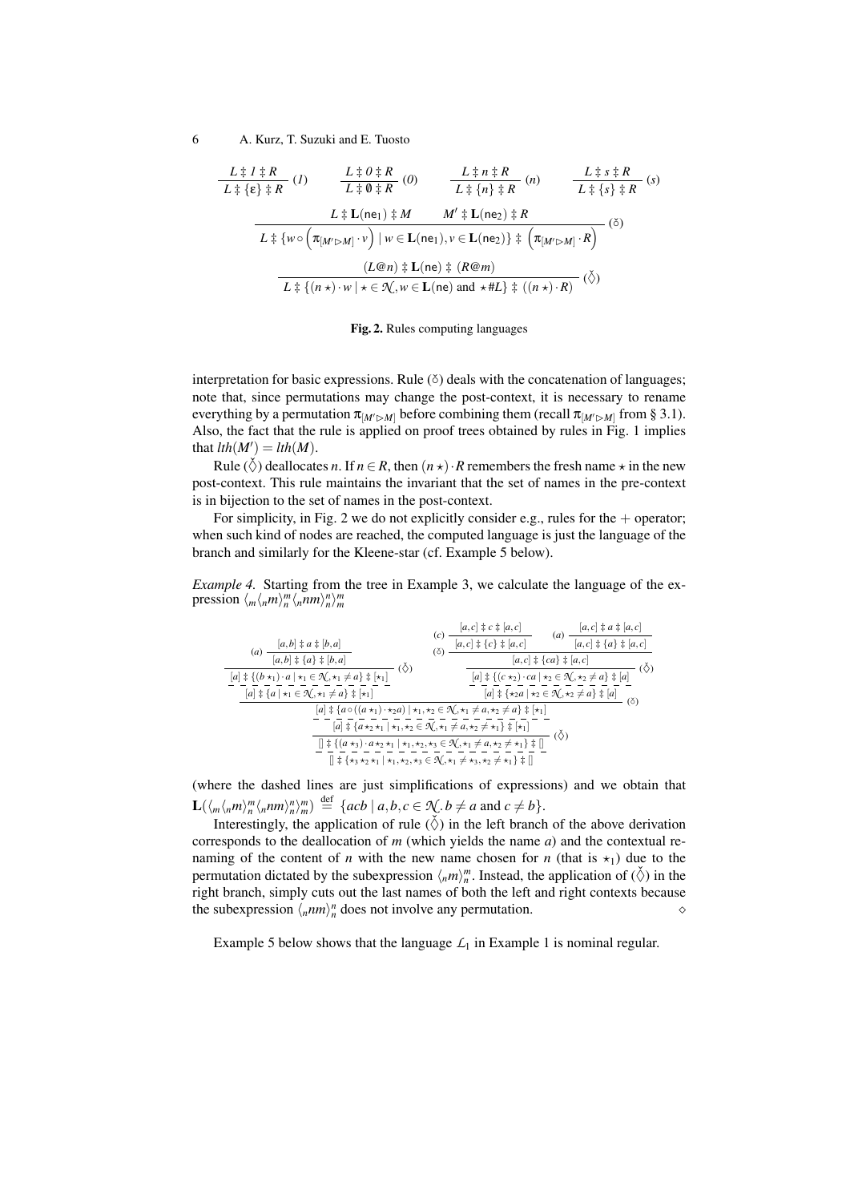$$\frac{L \ddagger \mathit{1} \ddagger R}{L \ddagger \{\varepsilon\} \ddagger R}\ (\mathit{1}) \qquad \frac{L \ddagger \mathit{0} \ddagger R}{L \ddagger \emptyset \ddagger R}\ (\mathit{0}) \qquad \frac{L \ddagger n \ddagger R}{L \ddagger \{n\} \ddagger R}\ (n) \qquad \frac{L \ddagger s \ddagger R}{L \ddagger \{s\} \ddagger R}\ (s)$$

$$\frac{L \ddagger \mathbf{L}(\mathsf{ne}_1) \ddagger M \qquad M' \ddagger \mathbf{L}(\mathsf{ne}_2) \ddagger R}{L \ddagger \{w \circ \left(\pi_{[M' \rhd M]} \cdot v\right) \mid w \in \mathbf{L}(\mathsf{ne}_1), v \in \mathbf{L}(\mathsf{ne}_2)\} \ddagger \left(\pi_{[M' \rhd M]} \cdot R\right)}\ (\circ)$$

$$\frac{(L@n) \ddagger \mathbf{L}(\mathsf{ne}) \ddagger (R@m)}{L \ddagger \{(n\ \star) \cdot w \mid \star \in \mathcal{N}, w \in \mathbf{L}(\mathsf{ne}) \text{ and } \star \# L\} \ddagger ((n\ \star) \cdot R)}\ (\check{\Diamond})$$

**Fig. 2.** Rules computing languages

interpretation for basic expressions. Rule ($\circ$) deals with the concatenation of languages; note that, since permutations may change the post-context, it is necessary to rename everything by a permutation $\pi_{[M' \rhd M]}$ before combining them (recall $\pi_{[M' \rhd M]}$ from § 3.1). Also, the fact that the rule is applied on proof trees obtained by rules in Fig. 1 implies that $lth(M') = lth(M)$.

Rule ($\check{\Diamond}$) deallocates $n$. If $n \in R$, then $(n\ \star) \cdot R$ remembers the fresh name $\star$ in the new post-context. This rule maintains the invariant that the set of names in the pre-context is in bijection to the set of names in the post-context.

For simplicity, in Fig. 2 we do not explicitly consider e.g., rules for the $+$ operator; when such kind of nodes are reached, the computed language is just the language of the branch and similarly for the Kleene-star (cf. Example 5 below).

*Example 4.* Starting from the tree in Example 3, we calculate the language of the expression $\langle_m \langle_n m \rangle_n^m \langle_n nm \rangle_n^n \rangle_m^m$

$$\dfrac{\dfrac{\dfrac{\dfrac{[a,b] \ddagger a \ddagger [b,a]}{[a,b] \ddagger \{a\} \ddagger [b,a]}\,(a)}{[a] \ddagger \{(b\ \star_1)\cdot a \mid \star_1 \in \mathcal{N}, \star_1 \neq a\} \ddagger [\star_1]}\,(\check{\Diamond})}{[a] \ddagger \{a \mid \star_1 \in \mathcal{N}, \star_1 \neq a\} \ddagger [\star_1]} \qquad \dfrac{\dfrac{\dfrac{\dfrac{[a,c] \ddagger c \ddagger [a,c]}{[a,c] \ddagger \{c\} \ddagger [a,c]}\,(c) \quad \dfrac{[a,c] \ddagger a \ddagger [a,c]}{[a,c] \ddagger \{a\} \ddagger [a,c]}\,(a)}{[a,c] \ddagger \{ca\} \ddagger [a,c]}\,(\circ)}{[a] \ddagger \{(c\ \star_2)\cdot ca \mid \star_2 \in \mathcal{N}, \star_2 \neq a\} \ddagger [a]}\,(\check{\Diamond})}{[a] \ddagger \{\star_2 a \mid \star_2 \in \mathcal{N}, \star_2 \neq a\} \ddagger [a]}}{\dfrac{\dfrac{[a] \ddagger \{a \circ ((a\ \star_1)\cdot \star_2 a) \mid \star_1, \star_2 \in \mathcal{N}, \star_1 \neq a, \star_2 \neq a\} \ddagger [\star_1]}{[a] \ddagger \{a \star_2 \star_1 \mid \star_1, \star_2 \in \mathcal{N}, \star_1 \neq a, \star_2 \neq \star_1\} \ddagger [\star_1]}}{\dfrac{[] \ddagger \{(a\ \star_3)\cdot a \star_2 \star_1 \mid \star_1, \star_2, \star_3 \in \mathcal{N}, \star_1 \neq a, \star_2 \neq \star_1\} \ddagger []}{[] \ddagger \{\star_3 \star_2 \star_1 \mid \star_1, \star_2, \star_3 \in \mathcal{N}, \star_1 \neq \star_3, \star_2 \neq \star_1\} \ddagger []}\,(\check{\Diamond})}}\,(\circ)$$

(where the dashed lines are just simplifications of expressions) and we obtain that $\mathbf{L}(\langle_m \langle_n m \rangle_n^m \langle_n nm \rangle_n^n \rangle_m^m) \stackrel{\text{def}}{=} \{acb \mid a,b,c \in \mathcal{N}. b \neq a \text{ and } c \neq b\}$.

Interestingly, the application of rule ($\check{\Diamond}$) in the left branch of the above derivation corresponds to the deallocation of $m$ (which yields the name $a$) and the contextual renaming of the content of $n$ with the new name chosen for $n$ (that is $\star_1$) due to the permutation dictated by the subexpression $\langle_n m \rangle_n^m$. Instead, the application of ($\check{\Diamond}$) in the right branch, simply cuts out the last names of both the left and right contexts because the subexpression $\langle_n nm \rangle_n^n$ does not involve any permutation. $\diamond$

Example 5 below shows that the language $\mathcal{L}_1$ in Example 1 is nominal regular.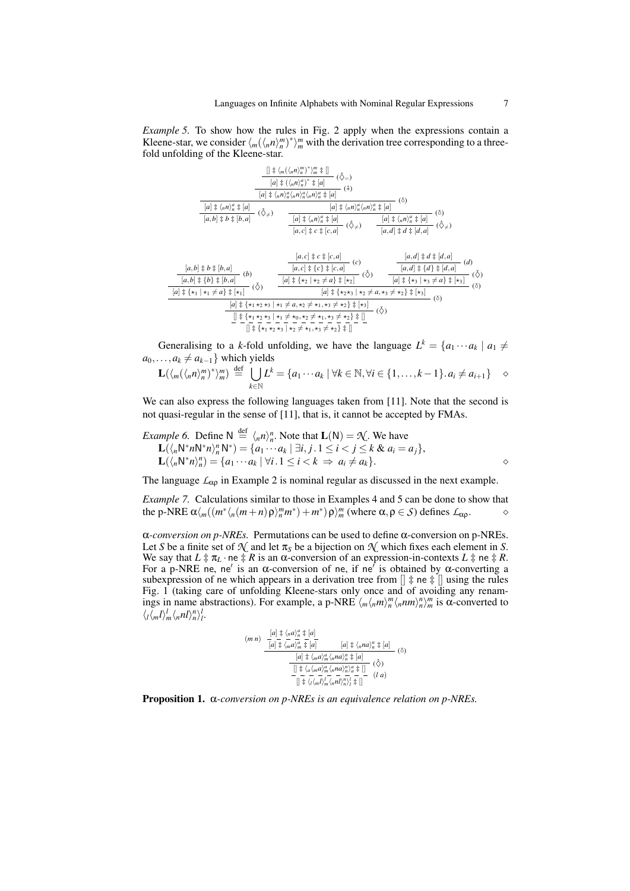*Example 5.* To show how the rules in Fig. 2 apply when the expressions contain a Kleene-star, we consider $\langle_m(\langle_n n\rangle_n^m)^*\rangle_m^m$ with the derivation tree corresponding to a three-fold unfolding of the Kleene-star.

$$
\dfrac{\dfrac{\dfrac{[] \ddagger \langle_m(\langle_n n\rangle_n^m)^*\rangle_m^m \ddagger []}{[a] \ddagger (\langle_n n\rangle_n^a)^* \ddagger [a]}\ (\hat{\Diamond}_=)}{[a] \ddagger \langle_n n\rangle_n^a\langle_n n\rangle_n^a\langle_n n\rangle_n^a \ddagger [a]}\ (\hat{*})}{\dfrac{[a] \ddagger \langle_n n\rangle_n^a \ddagger [a]}{[a,b] \ddagger b \ddagger [b,a]}\ (\hat{\Diamond}_{\neq}) \qquad \dfrac{[a] \ddagger \langle_n n\rangle_n^a\langle_n n\rangle_n^a \ddagger [a]}{\dfrac{[a] \ddagger \langle_n n\rangle_n^a \ddagger [a]}{[a,c] \ddagger c \ddagger [c,a]}\ (\hat{\Diamond}_{\neq}) \qquad \dfrac{[a] \ddagger \langle_n n\rangle_n^a \ddagger [a]}{[a,d] \ddagger d \ddagger [d,a]}\ (\hat{\Diamond}_{\neq})}\ (\hat{\circ})}\ (\hat{\circ})
$$

$$
\dfrac{\dfrac{\dfrac{[a,b] \ddagger b \ddagger [b,a]}{[a,b] \ddagger \{b\} \ddagger [b,a]}\ (b)}{[a] \ddagger \{\star_1 \mid \star_1 \neq a\} \ddagger [\star_1]}\ (\check{\Diamond}) \qquad \dfrac{\dfrac{\dfrac{[a,c] \ddagger c \ddagger [c,a]}{[a,c] \ddagger \{c\} \ddagger [c,a]}\ (c)}{[a] \ddagger \{\star_2 \mid \star_2 \neq a\} \ddagger [\star_2]}\ (\check{\Diamond}) \qquad \dfrac{\dfrac{[a,d] \ddagger d \ddagger [d,a]}{[a,d] \ddagger \{d\} \ddagger [d,a]}\ (d)}{[a] \ddagger \{\star_3 \mid \star_3 \neq a\} \ddagger [\star_3]}\ (\check{\Diamond})}{[a] \ddagger \{\star_2\star_3 \mid \star_2 \neq a, \star_3 \neq \star_2\} \ddagger [\star_3]}\ (\check{\circ})}{\dfrac{\dfrac{[a] \ddagger \{\star_1\star_2\star_3 \mid \star_1 \neq a, \star_2 \neq \star_1, \star_3 \neq \star_2\} \ddagger [\star_3]}{[] \ddagger \{\star_1\star_2\star_3 \mid \star_1 \neq \star_0, \star_2 \neq \star_1, \star_3 \neq \star_2\} \ddagger []}\ (\check{\Diamond})}{[] \ddagger \{\star_1\star_2\star_3 \mid \star_2 \neq \star_1, \star_3 \neq \star_2\} \ddagger []}}\ (\check{\circ})
$$

Generalising to a $k$-fold unfolding, we have the language $L^k = \{a_1 \cdots a_k \mid a_1 \neq a_0, \ldots, a_k \neq a_{k-1}\}$ which yields

$$
\mathbf{L}(\langle_m(\langle_n n\rangle_n^m)^*\rangle_m^m) \stackrel{\text{def}}{=} \bigcup_{k \in \mathbb{N}} L^k = \{a_1 \cdots a_k \mid \forall k \in \mathbb{N}, \forall i \in \{1, \ldots, k-1\}. a_i \neq a_{i+1}\} \quad \diamond
$$

We can also express the following languages taken from [11]. Note that the second is not quasi-regular in the sense of [11], that is, it cannot be accepted by FMAs.

*Example 6.* Define $\mathsf{N} \stackrel{\text{def}}{=} \langle_n n\rangle_n^n$. Note that $\mathbf{L}(\mathsf{N}) = \mathcal{N}$. We have
$\mathbf{L}(\langle_n \mathsf{N}^* n \mathsf{N}^* n\rangle_n^n \mathsf{N}^*) = \{a_1 \cdots a_k \mid \exists i, j \,.\, 1 \leq i < j \leq k \;\&\; a_i = a_j\}$,
$\mathbf{L}(\langle_n \mathsf{N}^* n\rangle_n^n) = \{a_1 \cdots a_k \mid \forall i \,.\, 1 \leq i < k \Rightarrow a_i \neq a_k\}$. $\diamond$

The language $\mathcal{L}_{\alpha\rho}$ in Example 2 is nominal regular as discussed in the next example.

*Example 7.* Calculations similar to those in Examples 4 and 5 can be done to show that the p-NRE $\alpha\langle_m((m^*\langle_n(m+n)\rho\rangle_n^m m^*) + m^*)\rho\rangle_m^m$ (where $\alpha, \rho \in \mathcal{S}$) defines $\mathcal{L}_{\alpha\rho}$. $\diamond$

*$\alpha$-conversion on p-NREs.* Permutations can be used to define $\alpha$-conversion on p-NREs. Let $S$ be a finite set of $\mathcal{N}$ and let $\pi_S$ be a bijection on $\mathcal{N}$ which fixes each element in $S$. We say that $L \ddagger \pi_L \cdot \mathsf{ne} \ddagger R$ is an $\alpha$-conversion of an expression-in-contexts $L \ddagger \mathsf{ne} \ddagger R$. For a p-NRE ne, ne$'$ is an $\alpha$-conversion of ne, if ne$'$ is obtained by $\alpha$-converting a subexpression of ne which appears in a derivation tree from $[] \ddagger \mathsf{ne} \ddagger []$ using the rules Fig. 1 (taking care of unfolding Kleene-stars only once and of avoiding any renamings in name abstractions). For example, a p-NRE $\langle_m\langle_n m\rangle_n^m\langle_n nm\rangle_n^n\rangle_m^m$ is $\alpha$-converted to $\langle_l\langle_m l\rangle_m^l\langle_n nl\rangle_n^n\rangle_l^l$.

$$
\dfrac{\dfrac{(m\,n)\ \dfrac{[a] \ddagger \langle_n a\rangle_n^a \ddagger [a]}{[a] \ddagger \langle_m a\rangle_m^a \ddagger [a]} \qquad [a] \ddagger \langle_n na\rangle_n^n \ddagger [a]}{[a] \ddagger \langle_m a\rangle_m^a\langle_n na\rangle_n^n \ddagger [a]}\ (\hat{\circ})}{\dfrac{[] \ddagger \langle_a\langle_m a\rangle_m^a\langle_n na\rangle_n^n\rangle_a^a \ddagger []}{[] \ddagger \langle_l\langle_m l\rangle_m^l\langle_n nl\rangle_n^n\rangle_l^l \ddagger []}\ (l\ a)}\ (\hat{\Diamond})
$$

**Proposition 1.** *$\alpha$-conversion on p-NREs is an equivalence relation on p-NREs.*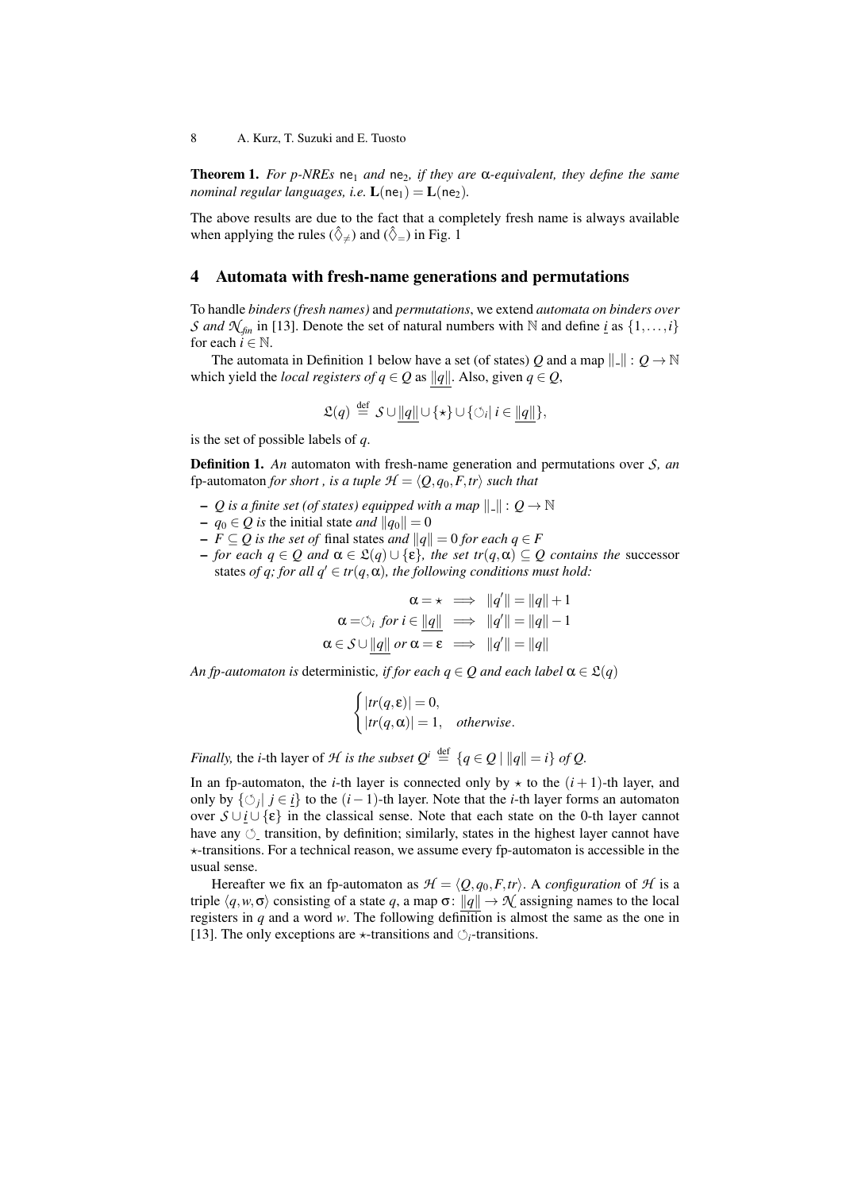**Theorem 1.** *For p-NREs* $\mathsf{ne}_1$ *and* $\mathsf{ne}_2$*, if they are* $\alpha$*-equivalent, they define the same nominal regular languages, i.e.* $\mathbf{L}(\mathsf{ne}_1) = \mathbf{L}(\mathsf{ne}_2)$*.*

The above results are due to the fact that a completely fresh name is always available when applying the rules ($\hat{\Diamond}_{\neq}$) and ($\hat{\Diamond}_{=}$) in Fig. 1

## 4 Automata with fresh-name generations and permutations

To handle *binders (fresh names)* and *permutations*, we extend *automata on binders over* $\mathcal{S}$ *and* $\mathcal{N}_{fin}$ in [13]. Denote the set of natural numbers with $\mathbb{N}$ and define $\underline{i}$ as $\{1,\ldots,i\}$ for each $i \in \mathbb{N}$.

The automata in Definition 1 below have a set (of states) $Q$ and a map $\|\_\| : Q \to \mathbb{N}$ which yield the *local registers of* $q \in Q$ as $\underline{\|q\|}$. Also, given $q \in Q$,

$$\mathfrak{L}(q) \stackrel{\text{def}}{=} \mathcal{S} \cup \underline{\|q\|} \cup \{\star\} \cup \{\circlearrowleft_i \mid i \in \underline{\|q\|}\},$$

is the set of possible labels of $q$.

**Definition 1.** *An* automaton with fresh-name generation and permutations over $\mathcal{S}$*, an* fp-automaton *for short , is a tuple* $\mathcal{H} = \langle Q, q_0, F, tr\rangle$ *such that*

- $Q$ *is a finite set (of states) equipped with a map* $\|\_\| : Q \to \mathbb{N}$
- $q_0 \in Q$ *is* the initial state *and* $\|q_0\| = 0$
- $F \subseteq Q$ *is the set of* final states *and* $\|q\| = 0$ *for each* $q \in F$
- *for each* $q \in Q$ *and* $\alpha \in \mathfrak{L}(q) \cup \{\varepsilon\}$*, the set* $tr(q,\alpha) \subseteq Q$ *contains the* successor states *of* $q$*; for all* $q' \in tr(q,\alpha)$*, the following conditions must hold:*

$$\begin{aligned}
\alpha = \star &\implies \|q'\| = \|q\| + 1\\
\alpha = \circlearrowleft_i \text{ for } i \in \underline{\|q\|} &\implies \|q'\| = \|q\| - 1\\
\alpha \in \mathcal{S} \cup \underline{\|q\|} \text{ or } \alpha = \varepsilon &\implies \|q'\| = \|q\|
\end{aligned}$$

*An fp-automaton is* deterministic*, if for each* $q \in Q$ *and each label* $\alpha \in \mathfrak{L}(q)$

$$\begin{cases} |tr(q,\varepsilon)| = 0, \\ |tr(q,\alpha)| = 1, \quad \textit{otherwise}. \end{cases}$$

*Finally,* the $i$-th layer of $\mathcal{H}$ *is the subset* $Q^i \stackrel{\text{def}}{=} \{q \in Q \mid \|q\| = i\}$ *of* $Q$*.*

In an fp-automaton, the $i$-th layer is connected only by $\star$ to the $(i+1)$-th layer, and only by $\{\circlearrowleft_j \mid j \in \underline{i}\}$ to the $(i-1)$-th layer. Note that the $i$-th layer forms an automaton over $\mathcal{S} \cup \underline{i} \cup \{\varepsilon\}$ in the classical sense. Note that each state on the 0-th layer cannot have any $\circlearrowleft_\_$ transition, by definition; similarly, states in the highest layer cannot have $\star$-transitions. For a technical reason, we assume every fp-automaton is accessible in the usual sense.

Hereafter we fix an fp-automaton as $\mathcal{H} = \langle Q, q_0, F, tr\rangle$. A *configuration* of $\mathcal{H}$ is a triple $\langle q, w, \sigma\rangle$ consisting of a state $q$, a map $\sigma \colon \underline{\|q\|} \to \mathcal{N}$ assigning names to the local registers in $q$ and a word $w$. The following definition is almost the same as the one in [13]. The only exceptions are $\star$-transitions and $\circlearrowleft_i$-transitions.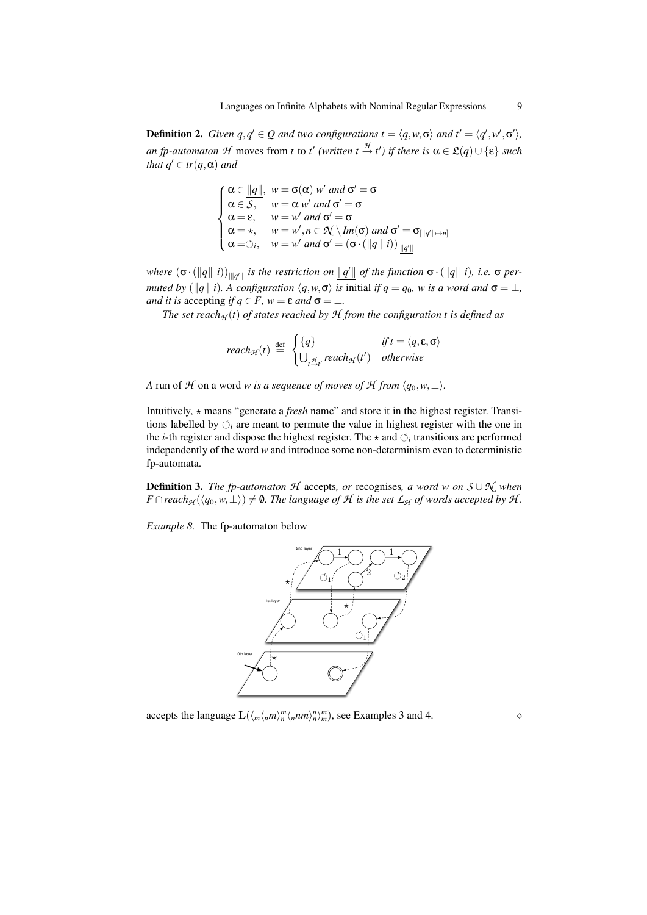**Definition 2.** *Given $q, q' \in Q$ and two configurations $t = \langle q, w, \sigma \rangle$ and $t' = \langle q', w', \sigma' \rangle$, an fp-automaton $\mathcal{H}$* moves from *t* to *t'* *(written $t \xrightarrow{\mathcal{H}} t'$) if there is $\alpha \in \mathfrak{L}(q) \cup \{\varepsilon\}$ such that $q' \in tr(q, \alpha)$ and*

$$\begin{cases} \alpha \in \underline{\|q\|}, & w = \sigma(\alpha)\, w' \text{ and } \sigma' = \sigma \\ \alpha \in \mathcal{S}, & w = \alpha\, w' \text{ and } \sigma' = \sigma \\ \alpha = \varepsilon, & w = w' \text{ and } \sigma' = \sigma \\ \alpha = \star, & w = w', n \in \mathcal{N} \setminus Im(\sigma) \text{ and } \sigma' = \sigma_{[\|q'\| \mapsto n]} \\ \alpha = \circlearrowleft_i, & w = w' \text{ and } \sigma' = (\sigma \cdot (\|q\|\ i))_{|\underline{\|q'\|}} \end{cases}$$

*where $(\sigma \cdot (\|q\|\ i))_{|\underline{\|q'\|}}$ is the restriction on $\underline{\|q'\|}$ of the function $\sigma \cdot (\|q\|\ i)$, i.e. $\sigma$ permuted by $(\|q\|\ i)$. A configuration $\langle q, w, \sigma \rangle$ is* initial *if $q = q_0$, $w$ is a word and $\sigma = \bot$, and it is* accepting *if $q \in F$, $w = \varepsilon$ and $\sigma = \bot$.*

*The set $reach_{\mathcal{H}}(t)$ of states reached by $\mathcal{H}$ from the configuration $t$ is defined as*

$$reach_{\mathcal{H}}(t) \stackrel{\text{def}}{=} \begin{cases} \{q\} & \text{if } t = \langle q, \varepsilon, \sigma \rangle \\ \bigcup_{t \xrightarrow{\mathcal{H}} t'} reach_{\mathcal{H}}(t') & \text{otherwise} \end{cases}$$

*A* run of $\mathcal{H}$ on a word *w is a sequence of moves of $\mathcal{H}$ from $\langle q_0, w, \bot \rangle$.*

Intuitively, $\star$ means "generate a *fresh* name" and store it in the highest register. Transitions labelled by $\circlearrowleft_i$ are meant to permute the value in highest register with the one in the $i$-th register and dispose the highest register. The $\star$ and $\circlearrowleft_i$ transitions are performed independently of the word $w$ and introduce some non-determinism even to deterministic fp-automata.

**Definition 3.** *The fp-automaton $\mathcal{H}$* accepts*, or* recognises*, a word $w$ on $\mathcal{S} \cup \mathcal{N}$ when $F \cap reach_{\mathcal{H}}(\langle q_0, w, \bot \rangle) \neq \emptyset$. The language of $\mathcal{H}$ is the set $\mathcal{L}_{\mathcal{H}}$ of words accepted by $\mathcal{H}$.*

*Example 8.* The fp-automaton below

accepts the language $\mathbf{L}(\langle_m \langle_n m \rangle_n^m \langle_n nm \rangle_n^n \rangle_m^m)$, see Examples 3 and 4. $\diamond$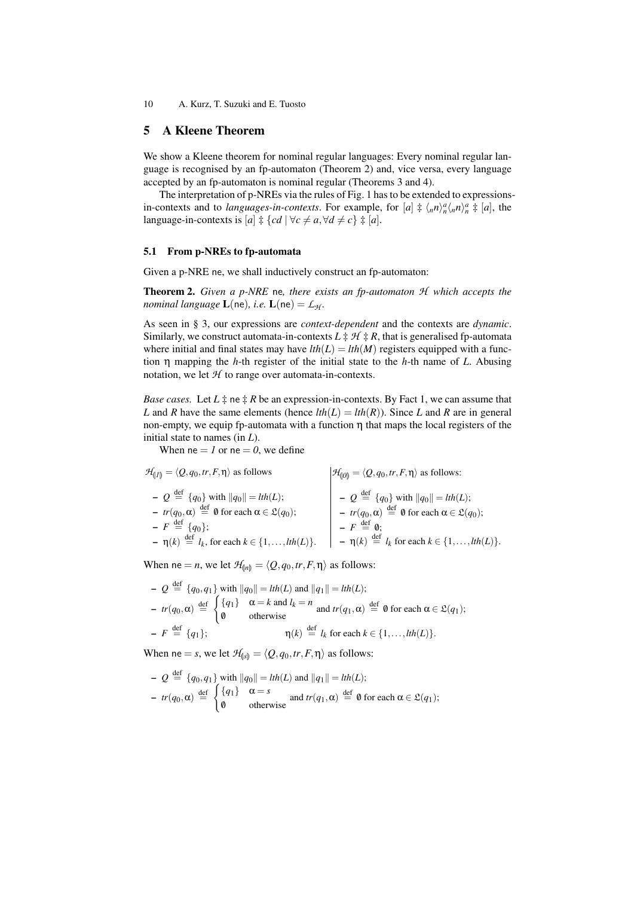## 5 A Kleene Theorem

We show a Kleene theorem for nominal regular languages: Every nominal regular language is recognised by an fp-automaton (Theorem 2) and, vice versa, every language accepted by an fp-automaton is nominal regular (Theorems 3 and 4).

The interpretation of p-NREs via the rules of Fig. 1 has to be extended to expressions-in-contexts and to *languages-in-contexts*. For example, for $[a] \ddagger \langle_n n\rangle_n^a \langle_n n\rangle_n^a \ddagger [a]$, the language-in-contexts is $[a] \ddagger \{cd \mid \forall c \neq a, \forall d \neq c\} \ddagger [a]$.

### 5.1 From p-NREs to fp-automata

Given a p-NRE $\mathsf{ne}$, we shall inductively construct an fp-automaton:

**Theorem 2.** *Given a p-NRE* $\mathsf{ne}$*, there exists an fp-automaton* $\mathcal{H}$ *which accepts the nominal language* $\mathbf{L}(\mathsf{ne})$*, i.e.* $\mathbf{L}(\mathsf{ne}) = \mathcal{L}_{\mathcal{H}}$.

As seen in § 3, our expressions are *context-dependent* and the contexts are *dynamic*. Similarly, we construct automata-in-contexts $L \ddagger \mathcal{H} \ddagger R$, that is generalised fp-automata where initial and final states may have $lth(L) = lth(M)$ registers equipped with a function $\eta$ mapping the $h$-th register of the initial state to the $h$-th name of $L$. Abusing notation, we let $\mathcal{H}$ to range over automata-in-contexts.

*Base cases.* Let $L \ddagger \mathsf{ne} \ddagger R$ be an expression-in-contexts. By Fact 1, we can assume that $L$ and $R$ have the same elements (hence $lth(L) = lth(R)$). Since $L$ and $R$ are in general non-empty, we equip fp-automata with a function $\eta$ that maps the local registers of the initial state to names (in $L$).

When $\mathsf{ne} = 1$ or $\mathsf{ne} = 0$, we define

$\mathcal{H}_{(\!|1|\!)} = \langle Q, q_0, tr, F, \eta\rangle$ as follows

- $Q \stackrel{\text{def}}{=} \{q_0\}$ with $\|q_0\| = lth(L)$;
- $tr(q_0, \alpha) \stackrel{\text{def}}{=} \emptyset$ for each $\alpha \in \mathfrak{L}(q_0)$;
- $F \stackrel{\text{def}}{=} \{q_0\}$;
- $\eta(k) \stackrel{\text{def}}{=} l_k$, for each $k \in \{1, \ldots, lth(L)\}$.

$\mathcal{H}_{(\!|0|\!)} = \langle Q, q_0, tr, F, \eta\rangle$ as follows:

- $Q \stackrel{\text{def}}{=} \{q_0\}$ with $\|q_0\| = lth(L)$;
- $tr(q_0, \alpha) \stackrel{\text{def}}{=} \emptyset$ for each $\alpha \in \mathfrak{L}(q_0)$;
- $F \stackrel{\text{def}}{=} \emptyset$;
- $\eta(k) \stackrel{\text{def}}{=} l_k$ for each $k \in \{1, \ldots, lth(L)\}$.

When $\mathsf{ne} = n$, we let $\mathcal{H}_{(\!|n|\!)} = \langle Q, q_0, tr, F, \eta\rangle$ as follows:

- $Q \stackrel{\text{def}}{=} \{q_0, q_1\}$ with $\|q_0\| = lth(L)$ and $\|q_1\| = lth(L)$;
- $tr(q_0, \alpha) \stackrel{\text{def}}{=} \begin{cases} \{q_1\} & \alpha = k \text{ and } l_k = n \\ \emptyset & \text{otherwise} \end{cases}$ and $tr(q_1, \alpha) \stackrel{\text{def}}{=} \emptyset$ for each $\alpha \in \mathfrak{L}(q_1)$;
- $F \stackrel{\text{def}}{=} \{q_1\}$; $\quad \eta(k) \stackrel{\text{def}}{=} l_k$ for each $k \in \{1, \ldots, lth(L)\}$.

When $\mathsf{ne} = s$, we let $\mathcal{H}_{(\!|s|\!)} = \langle Q, q_0, tr, F, \eta\rangle$ as follows:

- $Q \stackrel{\text{def}}{=} \{q_0, q_1\}$ with $\|q_0\| = lth(L)$ and $\|q_1\| = lth(L)$;
- $tr(q_0, \alpha) \stackrel{\text{def}}{=} \begin{cases} \{q_1\} & \alpha = s \\ \emptyset & \text{otherwise} \end{cases}$ and $tr(q_1, \alpha) \stackrel{\text{def}}{=} \emptyset$ for each $\alpha \in \mathfrak{L}(q_1)$;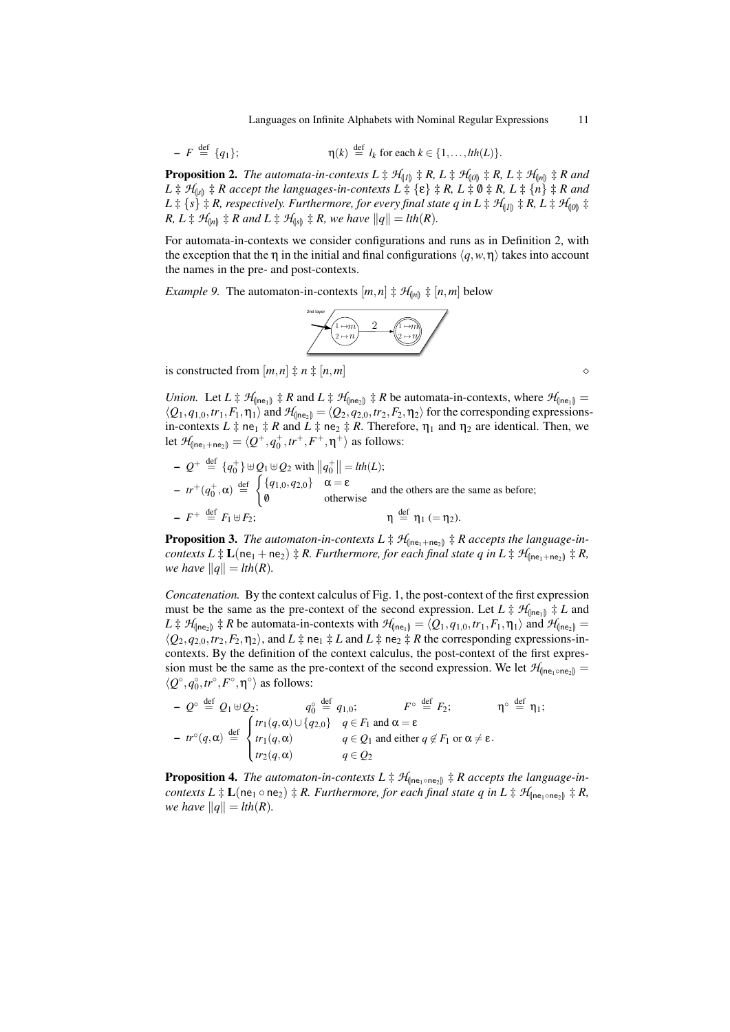– $F \stackrel{\text{def}}{=} \{q_1\}$; $\eta(k) \stackrel{\text{def}}{=} l_k$ for each $k \in \{1,\ldots,lth(L)\}$.

**Proposition 2.** *The automata-in-contexts $L \ddagger \mathcal{H}_{(\!|1|\!)} \ddagger R$, $L \ddagger \mathcal{H}_{(\!|0|\!)} \ddagger R$, $L \ddagger \mathcal{H}_{(\!|n|\!)} \ddagger R$ and $L \ddagger \mathcal{H}_{(\!|s|\!)} \ddagger R$ accept the languages-in-contexts $L \ddagger \{\varepsilon\} \ddagger R$, $L \ddagger \emptyset \ddagger R$, $L \ddagger \{n\} \ddagger R$ and $L \ddagger \{s\} \ddagger R$, respectively. Furthermore, for every final state $q$ in $L \ddagger \mathcal{H}_{(\!|1|\!)} \ddagger R$, $L \ddagger \mathcal{H}_{(\!|0|\!)} \ddagger R$, $L \ddagger \mathcal{H}_{(\!|n|\!)} \ddagger R$ and $L \ddagger \mathcal{H}_{(\!|s|\!)} \ddagger R$, we have $\|q\| = lth(R)$.*

For automata-in-contexts we consider configurations and runs as in Definition 2, with the exception that the $\eta$ in the initial and final configurations $\langle q, w, \eta\rangle$ takes into account the names in the pre- and post-contexts.

*Example 9.* The automaton-in-contexts $[m,n] \ddagger \mathcal{H}_{(\!|n|\!)} \ddagger [n,m]$ below

is constructed from $[m,n] \ddagger n \ddagger [n,m]$ $\diamond$

*Union.* Let $L \ddagger \mathcal{H}_{(\!|\mathsf{ne}_1|\!)} \ddagger R$ and $L \ddagger \mathcal{H}_{(\!|\mathsf{ne}_2|\!)} \ddagger R$ be automata-in-contexts, where $\mathcal{H}_{(\!|\mathsf{ne}_1|\!)} = \langle Q_1, q_{1,0}, tr_1, F_1, \eta_1\rangle$ and $\mathcal{H}_{(\!|\mathsf{ne}_2|\!)} = \langle Q_2, q_{2,0}, tr_2, F_2, \eta_2\rangle$ for the corresponding expressions-in-contexts $L \ddagger \mathsf{ne}_1 \ddagger R$ and $L \ddagger \mathsf{ne}_2 \ddagger R$. Therefore, $\eta_1$ and $\eta_2$ are identical. Then, we let $\mathcal{H}_{(\!|\mathsf{ne}_1+\mathsf{ne}_2|\!)} = \langle Q^+, q_0^+, tr^+, F^+, \eta^+\rangle$ as follows:

– $Q^+ \stackrel{\text{def}}{=} \{q_0^+\} \uplus Q_1 \uplus Q_2$ with $\|q_0^+\| = lth(L)$;
– $tr^+(q_0^+, \alpha) \stackrel{\text{def}}{=} \begin{cases} \{q_{1,0}, q_{2,0}\} & \alpha = \varepsilon \\ \emptyset & \text{otherwise} \end{cases}$ and the others are the same as before;
– $F^+ \stackrel{\text{def}}{=} F_1 \uplus F_2$; $\eta \stackrel{\text{def}}{=} \eta_1 \ (= \eta_2)$.

**Proposition 3.** *The automaton-in-contexts $L \ddagger \mathcal{H}_{(\!|\mathsf{ne}_1+\mathsf{ne}_2|\!)} \ddagger R$ accepts the language-in-contexts $L \ddagger \mathbf{L}(\mathsf{ne}_1 + \mathsf{ne}_2) \ddagger R$. Furthermore, for each final state $q$ in $L \ddagger \mathcal{H}_{(\!|\mathsf{ne}_1+\mathsf{ne}_2|\!)} \ddagger R$, we have $\|q\| = lth(R)$.*

*Concatenation.* By the context calculus of Fig. 1, the post-context of the first expression must be the same as the pre-context of the second expression. Let $L \ddagger \mathcal{H}_{(\!|\mathsf{ne}_1|\!)} \ddagger L$ and $L \ddagger \mathcal{H}_{(\!|\mathsf{ne}_2|\!)} \ddagger R$ be automata-in-contexts with $\mathcal{H}_{(\!|\mathsf{ne}_1|\!)} = \langle Q_1, q_{1,0}, tr_1, F_1, \eta_1\rangle$ and $\mathcal{H}_{(\!|\mathsf{ne}_2|\!)} = \langle Q_2, q_{2,0}, tr_2, F_2, \eta_2\rangle$, and $L \ddagger \mathsf{ne}_1 \ddagger L$ and $L \ddagger \mathsf{ne}_2 \ddagger R$ the corresponding expressions-in-contexts. By the definition of the context calculus, the post-context of the first expression must be the same as the pre-context of the second expression. We let $\mathcal{H}_{(\!|\mathsf{ne}_1 \circ \mathsf{ne}_2|\!)} = \langle Q^\circ, q_0^\circ, tr^\circ, F^\circ, \eta^\circ\rangle$ as follows:

– $Q^\circ \stackrel{\text{def}}{=} Q_1 \uplus Q_2$; $q_0^\circ \stackrel{\text{def}}{=} q_{1,0}$; $F^\circ \stackrel{\text{def}}{=} F_2$; $\eta^\circ \stackrel{\text{def}}{=} \eta_1$;
– $tr^\circ(q, \alpha) \stackrel{\text{def}}{=} \begin{cases} tr_1(q,\alpha) \cup \{q_{2,0}\} & q \in F_1 \text{ and } \alpha = \varepsilon \\ tr_1(q,\alpha) & q \in Q_1 \text{ and either } q \notin F_1 \text{ or } \alpha \neq \varepsilon \\ tr_2(q,\alpha) & q \in Q_2 \end{cases}$.

**Proposition 4.** *The automaton-in-contexts $L \ddagger \mathcal{H}_{(\!|\mathsf{ne}_1 \circ \mathsf{ne}_2|\!)} \ddagger R$ accepts the language-in-contexts $L \ddagger \mathbf{L}(\mathsf{ne}_1 \circ \mathsf{ne}_2) \ddagger R$. Furthermore, for each final state $q$ in $L \ddagger \mathcal{H}_{(\!|\mathsf{ne}_1 \circ \mathsf{ne}_2|\!)} \ddagger R$, we have $\|q\| = lth(R)$.*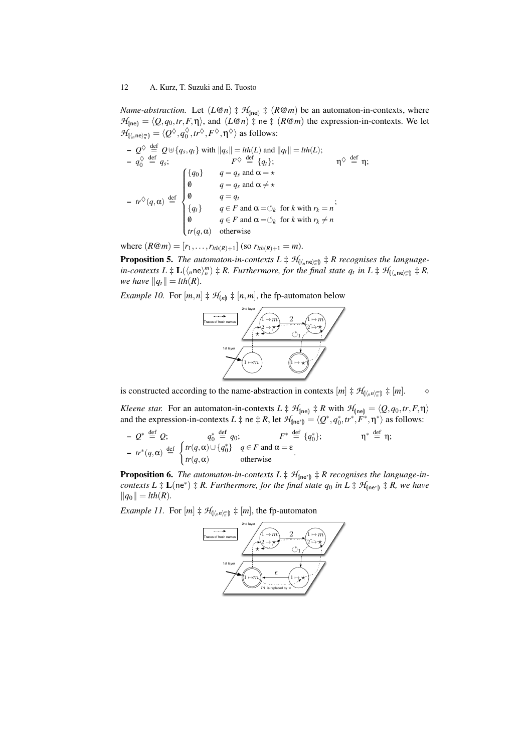*Name-abstraction.* Let $(L@n) \ddagger \mathcal{H}_{(\!|\mathsf{ne}|\!)} \ddagger (R@m)$ be an automaton-in-contexts, where $\mathcal{H}_{(\!|\mathsf{ne}|\!)} = \langle Q, q_0, tr, F, \eta \rangle$, and $(L@n) \ddagger \mathsf{ne} \ddagger (R@m)$ the expression-in-contexts. We let $\mathcal{H}_{(\!|\langle_n \mathsf{ne} \rangle_n^m|\!)} = \langle Q^\Diamond, q_0^\Diamond, tr^\Diamond, F^\Diamond, \eta^\Diamond \rangle$ as follows:

- $Q^\Diamond \stackrel{\text{def}}{=} Q \uplus \{q_s, q_t\}$ with $\|q_s\| = lth(L)$ and $\|q_t\| = lth(L)$;
- $q_0^\Diamond \stackrel{\text{def}}{=} q_s$; $\quad F^\Diamond \stackrel{\text{def}}{=} \{q_t\}$; $\quad \eta^\Diamond \stackrel{\text{def}}{=} \eta$;
- $tr^\Diamond(q, \alpha) \stackrel{\text{def}}{=} \begin{cases} \{q_0\} & q = q_s \text{ and } \alpha = \star \\ \emptyset & q = q_s \text{ and } \alpha \neq \star \\ \emptyset & q = q_t \\ \{q_t\} & q \in F \text{ and } \alpha = \circlearrowleft_k \text{ for } k \text{ with } r_k = n \\ \emptyset & q \in F \text{ and } \alpha = \circlearrowleft_k \text{ for } k \text{ with } r_k \neq n \\ tr(q, \alpha) & \text{otherwise} \end{cases}$;

where $(R@m) = [r_1, \ldots, r_{lth(R)+1}]$ (so $r_{lth(R)+1} = m$).

**Proposition 5.** *The automaton-in-contexts $L \ddagger \mathcal{H}_{(\!|\langle_n \mathsf{ne} \rangle_n^m|\!)} \ddagger R$ recognises the language-in-contexts $L \ddagger \mathbf{L}(\langle_n \mathsf{ne} \rangle_n^m) \ddagger R$. Furthermore, for the final state $q_t$ in $L \ddagger \mathcal{H}_{(\!|\langle_n \mathsf{ne} \rangle_n^m|\!)} \ddagger R$, we have $\|q_t\| = lth(R)$.*

*Example 10.* For $[m, n] \ddagger \mathcal{H}_{(\!|n|\!)} \ddagger [n, m]$, the fp-automaton below

is constructed according to the name-abstraction in contexts $[m] \ddagger \mathcal{H}_{(\!|\langle_n n \rangle_n^m|\!)} \ddagger [m]$. $\diamond$

*Kleene star.* For an automaton-in-contexts $L \ddagger \mathcal{H}_{(\!|\mathsf{ne}|\!)} \ddagger R$ with $\mathcal{H}_{(\!|\mathsf{ne}|\!)} = \langle Q, q_0, tr, F, \eta \rangle$ and the expression-in-contexts $L \ddagger \mathsf{ne} \ddagger R$, let $\mathcal{H}_{(\!|\mathsf{ne}^*|\!)} = \langle Q^*, q_0^*, tr^*, F^*, \eta^* \rangle$ as follows:

- $Q^* \stackrel{\text{def}}{=} Q$; $\quad q_0^* \stackrel{\text{def}}{=} q_0$; $\quad F^* \stackrel{\text{def}}{=} \{q_0^*\}$; $\quad \eta^* \stackrel{\text{def}}{=} \eta$;
- $tr^*(q, \alpha) \stackrel{\text{def}}{=} \begin{cases} tr(q, \alpha) \cup \{q_0^*\} & q \in F \text{ and } \alpha = \varepsilon \\ tr(q, \alpha) & \text{otherwise} \end{cases}$.

**Proposition 6.** *The automaton-in-contexts $L \ddagger \mathcal{H}_{(\!|\mathsf{ne}^*|\!)} \ddagger R$ recognises the language-in-contexts $L \ddagger \mathbf{L}(\mathsf{ne}^*) \ddagger R$. Furthermore, for the final state $q_0$ in $L \ddagger \mathcal{H}_{(\!|\mathsf{ne}^*|\!)} \ddagger R$, we have $\|q_0\| = lth(R)$.*

*Example 11.* For $[m] \ddagger \mathcal{H}_{(\!|\langle_n n \rangle_n^m|\!)} \ddagger [m]$, the fp-automaton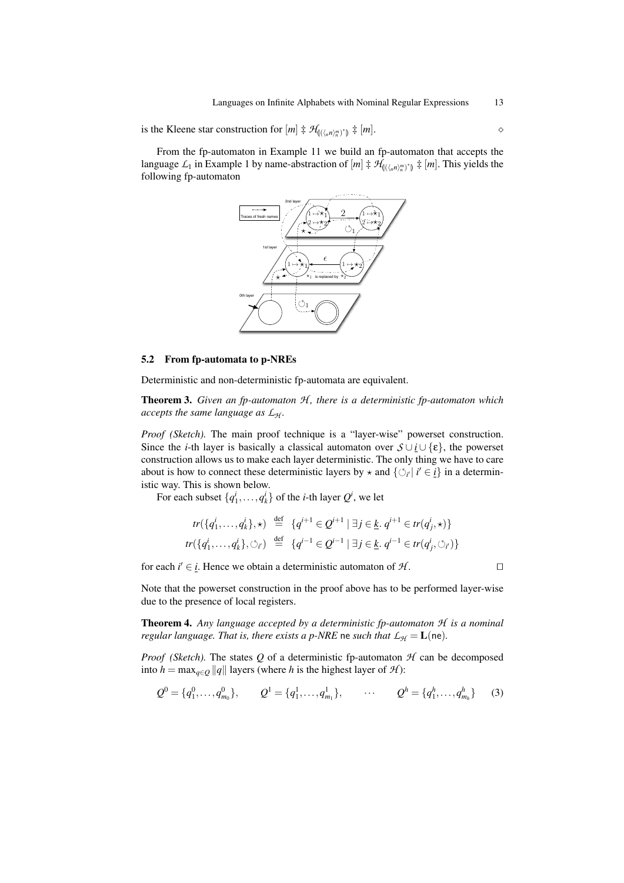is the Kleene star construction for $[m] \ddagger \mathcal{H}_{(\!(\langle_n n \rangle_n^m)^*)\!)} \ddagger [m]$. $\diamond$

From the fp-automaton in Example 11 we build an fp-automaton that accepts the language $\mathcal{L}_1$ in Example 1 by name-abstraction of $[m] \ddagger \mathcal{H}_{(\!(\langle_n n \rangle_n^m)^*)\!)} \ddagger [m]$. This yields the following fp-automaton

### 5.2 From fp-automata to p-NREs

Deterministic and non-deterministic fp-automata are equivalent.

**Theorem 3.** *Given an fp-automaton $\mathcal{H}$, there is a deterministic fp-automaton which accepts the same language as $\mathcal{L}_{\mathcal{H}}$.*

*Proof (Sketch).* The main proof technique is a "layer-wise" powerset construction. Since the $i$-th layer is basically a classical automaton over $\mathcal{S} \cup \underline{i} \cup \{\varepsilon\}$, the powerset construction allows us to make each layer deterministic. The only thing we have to care about is how to connect these deterministic layers by $\star$ and $\{\circlearrowleft_{i'} \mid i' \in \underline{i}\}$ in a deterministic way. This is shown below.

For each subset $\{q_1^i, \dots, q_k^i\}$ of the $i$-th layer $Q^i$, we let

$$tr(\{q_1^i, \dots, q_k^i\}, \star) \stackrel{\text{def}}{=} \{q^{i+1} \in Q^{i+1} \mid \exists j \in \underline{k}.\ q^{i+1} \in tr(q_j^i, \star)\}$$

$$tr(\{q_1^i, \dots, q_k^i\}, \circlearrowleft_{i'}) \stackrel{\text{def}}{=} \{q^{i-1} \in Q^{i-1} \mid \exists j \in \underline{k}.\ q^{i-1} \in tr(q_j^i, \circlearrowleft_{i'})\}$$

for each $i' \in \underline{i}$. Hence we obtain a deterministic automaton of $\mathcal{H}$. $\square$

Note that the powerset construction in the proof above has to be performed layer-wise due to the presence of local registers.

**Theorem 4.** *Any language accepted by a deterministic fp-automaton $\mathcal{H}$ is a nominal regular language. That is, there exists a p-NRE* ne *such that $\mathcal{L}_{\mathcal{H}} = \mathbf{L}(\mathsf{ne})$.*

*Proof (Sketch).* The states $Q$ of a deterministic fp-automaton $\mathcal{H}$ can be decomposed into $h = \max_{q \in Q} \|q\|$ layers (where $h$ is the highest layer of $\mathcal{H}$):

$$Q^0 = \{q_1^0, \dots, q_{m_0}^0\}, \qquad Q^1 = \{q_1^1, \dots, q_{m_1}^1\}, \qquad \cdots \qquad Q^h = \{q_1^h, \dots, q_{m_h}^h\} \tag{3}$$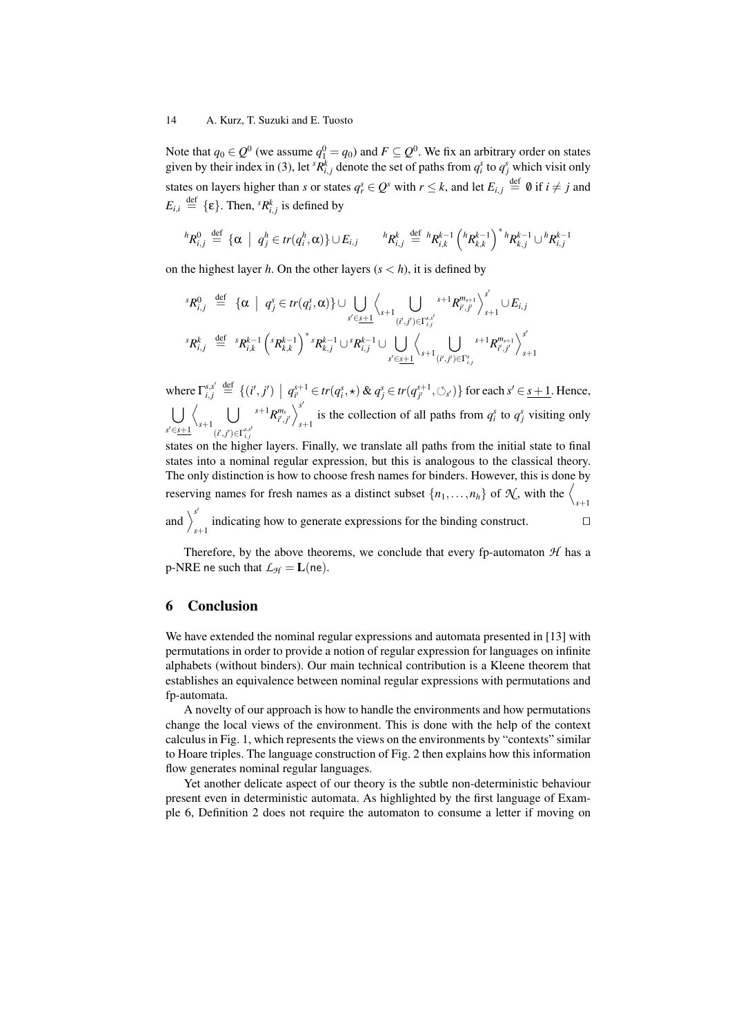Note that $q_0 \in Q^0$ (we assume $q_1^0 = q_0$) and $F \subseteq Q^0$. We fix an arbitrary order on states given by their index in (3), let ${}^{s}R^{k}_{i,j}$ denote the set of paths from $q^s_i$ to $q^s_j$ which visit only states on layers higher than $s$ or states $q^s_r \in Q^s$ with $r \leq k$, and let $E_{i,j} \stackrel{\text{def}}{=} \emptyset$ if $i \neq j$ and $E_{i,i} \stackrel{\text{def}}{=} \{\varepsilon\}$. Then, ${}^{s}R^{k}_{i,j}$ is defined by

$$
{}^{h}R^{0}_{i,j} \stackrel{\text{def}}{=} \{\alpha \mid q^h_j \in tr(q^h_i, \alpha)\} \cup E_{i,j} \qquad {}^{h}R^{k}_{i,j} \stackrel{\text{def}}{=} {}^{h}R^{k-1}_{i,k} \left({}^{h}R^{k-1}_{k,k}\right)^{*} {}^{h}R^{k-1}_{k,j} \cup {}^{h}R^{k-1}_{i,j}
$$

on the highest layer $h$. On the other layers ($s < h$), it is defined by

$$
\begin{aligned}
{}^{s}R^{0}_{i,j} &\stackrel{\text{def}}{=} \{\alpha \mid q^s_j \in tr(q^s_i, \alpha)\} \cup \bigcup_{s' \in \underline{s+1}} \Big\langle_{s+1} \bigcup_{(i',j') \in \Gamma^{s,s'}_{i,j}} {}^{s+1}R^{m_{s+1}}_{i',j'} \Big\rangle^{s'}_{s+1} \cup E_{i,j} \\
{}^{s}R^{k}_{i,j} &\stackrel{\text{def}}{=} {}^{s}R^{k-1}_{i,k} \left({}^{s}R^{k-1}_{k,k}\right)^{*} {}^{s}R^{k-1}_{k,j} \cup {}^{s}R^{k-1}_{i,j} \cup \bigcup_{s' \in \underline{s+1}} \Big\langle_{s+1} \bigcup_{(i',j') \in \Gamma^{s}_{i,j}} {}^{s+1}R^{m_{s+1}}_{i',j'} \Big\rangle^{s'}_{s+1}
\end{aligned}
$$

where $\Gamma^{s,s'}_{i,j} \stackrel{\text{def}}{=} \{(i',j') \mid q^{s+1}_{i'} \in tr(q^s_i, \star) \;\&\; q^s_j \in tr(q^{s+1}_{j'}, \circlearrowleft_{s'})\}$ for each $s' \in \underline{s+1}$. Hence, $\bigcup_{s' \in \underline{s+1}} \Big\langle_{s+1} \bigcup_{(i',j') \in \Gamma^{s,s'}_{i,j}} {}^{s+1}R^{m_s}_{i',j'} \Big\rangle^{s'}_{s+1}$ is the collection of all paths from $q^s_i$ to $q^s_j$ visiting only states on the higher layers. Finally, we translate all paths from the initial state to final states into a nominal regular expression, but this is analogous to the classical theory. The only distinction is how to choose fresh names for binders. However, this is done by reserving names for fresh names as a distinct subset $\{n_1, \ldots, n_h\}$ of $\mathcal{N}$, with the $\Big\langle_{s+1}$ and $\Big\rangle^{s'}_{s+1}$ indicating how to generate expressions for the binding construct. $\square$

Therefore, by the above theorems, we conclude that every fp-automaton $\mathcal{H}$ has a p-NRE $\mathsf{ne}$ such that $\mathcal{L}_{\mathcal{H}} = \mathbf{L}(\mathsf{ne})$.

## 6 Conclusion

We have extended the nominal regular expressions and automata presented in [13] with permutations in order to provide a notion of regular expression for languages on infinite alphabets (without binders). Our main technical contribution is a Kleene theorem that establishes an equivalence between nominal regular expressions with permutations and fp-automata.

A novelty of our approach is how to handle the environments and how permutations change the local views of the environment. This is done with the help of the context calculus in Fig. 1, which represents the views on the environments by "contexts" similar to Hoare triples. The language construction of Fig. 2 then explains how this information flow generates nominal regular languages.

Yet another delicate aspect of our theory is the subtle non-deterministic behaviour present even in deterministic automata. As highlighted by the first language of Example 6, Definition 2 does not require the automaton to consume a letter if moving on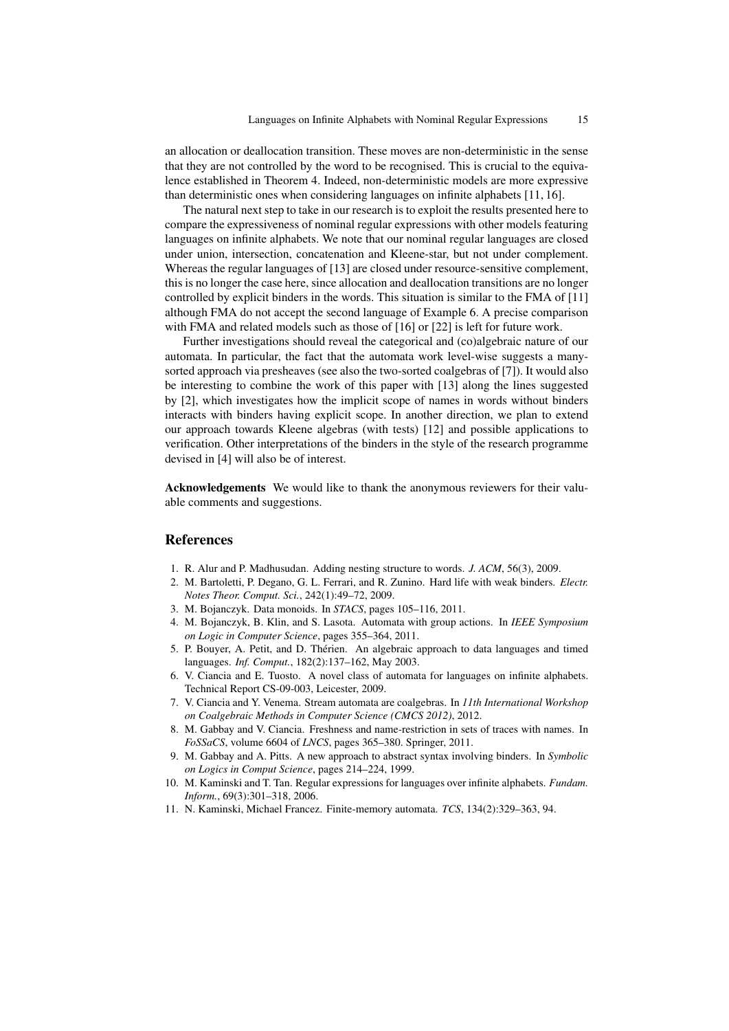an allocation or deallocation transition. These moves are non-deterministic in the sense that they are not controlled by the word to be recognised. This is crucial to the equivalence established in Theorem 4. Indeed, non-deterministic models are more expressive than deterministic ones when considering languages on infinite alphabets [11, 16].

The natural next step to take in our research is to exploit the results presented here to compare the expressiveness of nominal regular expressions with other models featuring languages on infinite alphabets. We note that our nominal regular languages are closed under union, intersection, concatenation and Kleene-star, but not under complement. Whereas the regular languages of [13] are closed under resource-sensitive complement, this is no longer the case here, since allocation and deallocation transitions are no longer controlled by explicit binders in the words. This situation is similar to the FMA of [11] although FMA do not accept the second language of Example 6. A precise comparison with FMA and related models such as those of [16] or [22] is left for future work.

Further investigations should reveal the categorical and (co)algebraic nature of our automata. In particular, the fact that the automata work level-wise suggests a many-sorted approach via presheaves (see also the two-sorted coalgebras of [7]). It would also be interesting to combine the work of this paper with [13] along the lines suggested by [2], which investigates how the implicit scope of names in words without binders interacts with binders having explicit scope. In another direction, we plan to extend our approach towards Kleene algebras (with tests) [12] and possible applications to verification. Other interpretations of the binders in the style of the research programme devised in [4] will also be of interest.

**Acknowledgements** We would like to thank the anonymous reviewers for their valuable comments and suggestions.

## References

1. R. Alur and P. Madhusudan. Adding nesting structure to words. *J. ACM*, 56(3), 2009.
2. M. Bartoletti, P. Degano, G. L. Ferrari, and R. Zunino. Hard life with weak binders. *Electr. Notes Theor. Comput. Sci.*, 242(1):49–72, 2009.
3. M. Bojanczyk. Data monoids. In *STACS*, pages 105–116, 2011.
4. M. Bojanczyk, B. Klin, and S. Lasota. Automata with group actions. In *IEEE Symposium on Logic in Computer Science*, pages 355–364, 2011.
5. P. Bouyer, A. Petit, and D. Thérien. An algebraic approach to data languages and timed languages. *Inf. Comput.*, 182(2):137–162, May 2003.
6. V. Ciancia and E. Tuosto. A novel class of automata for languages on infinite alphabets. Technical Report CS-09-003, Leicester, 2009.
7. V. Ciancia and Y. Venema. Stream automata are coalgebras. In *11th International Workshop on Coalgebraic Methods in Computer Science (CMCS 2012)*, 2012.
8. M. Gabbay and V. Ciancia. Freshness and name-restriction in sets of traces with names. In *FoSSaCS*, volume 6604 of *LNCS*, pages 365–380. Springer, 2011.
9. M. Gabbay and A. Pitts. A new approach to abstract syntax involving binders. In *Symbolic on Logics in Comput Science*, pages 214–224, 1999.
10. M. Kaminski and T. Tan. Regular expressions for languages over infinite alphabets. *Fundam. Inform.*, 69(3):301–318, 2006.
11. N. Kaminski, Michael Francez. Finite-memory automata. *TCS*, 134(2):329–363, 94.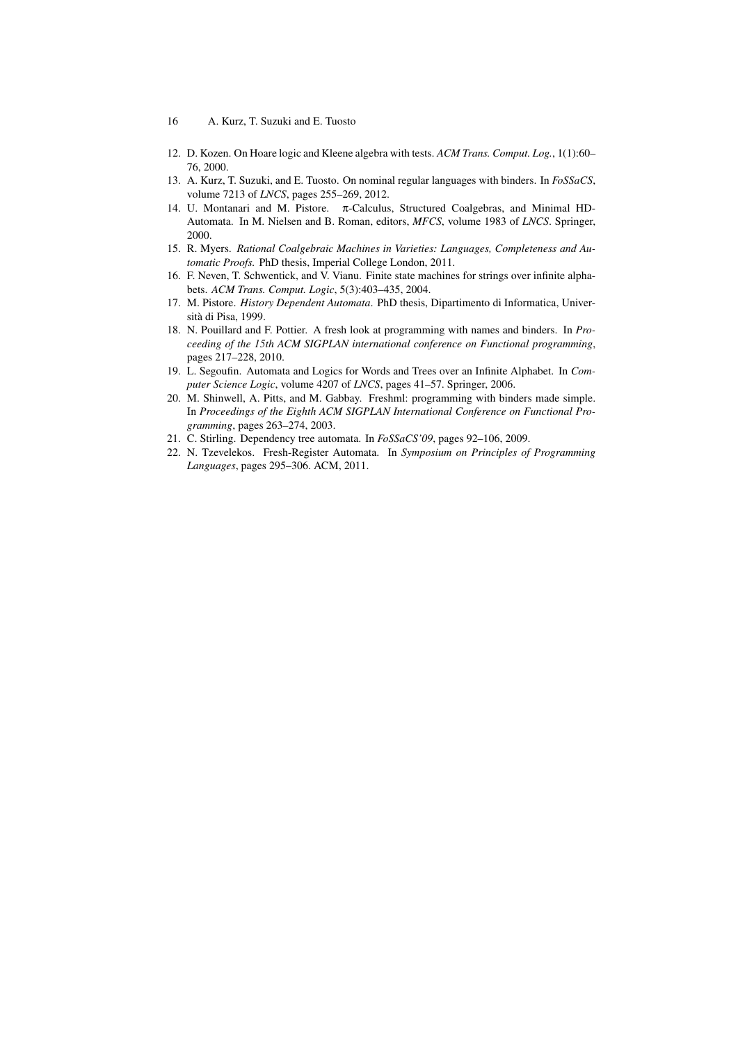12. D. Kozen. On Hoare logic and Kleene algebra with tests. *ACM Trans. Comput. Log.*, 1(1):60–76, 2000.
13. A. Kurz, T. Suzuki, and E. Tuosto. On nominal regular languages with binders. In *FoSSaCS*, volume 7213 of *LNCS*, pages 255–269, 2012.
14. U. Montanari and M. Pistore. π-Calculus, Structured Coalgebras, and Minimal HD-Automata. In M. Nielsen and B. Roman, editors, *MFCS*, volume 1983 of *LNCS*. Springer, 2000.
15. R. Myers. *Rational Coalgebraic Machines in Varieties: Languages, Completeness and Automatic Proofs.* PhD thesis, Imperial College London, 2011.
16. F. Neven, T. Schwentick, and V. Vianu. Finite state machines for strings over infinite alphabets. *ACM Trans. Comput. Logic*, 5(3):403–435, 2004.
17. M. Pistore. *History Dependent Automata*. PhD thesis, Dipartimento di Informatica, Università di Pisa, 1999.
18. N. Pouillard and F. Pottier. A fresh look at programming with names and binders. In *Proceeding of the 15th ACM SIGPLAN international conference on Functional programming*, pages 217–228, 2010.
19. L. Segoufin. Automata and Logics for Words and Trees over an Infinite Alphabet. In *Computer Science Logic*, volume 4207 of *LNCS*, pages 41–57. Springer, 2006.
20. M. Shinwell, A. Pitts, and M. Gabbay. Freshml: programming with binders made simple. In *Proceedings of the Eighth ACM SIGPLAN International Conference on Functional Programming*, pages 263–274, 2003.
21. C. Stirling. Dependency tree automata. In *FoSSaCS'09*, pages 92–106, 2009.
22. N. Tzevelekos. Fresh-Register Automata. In *Symposium on Principles of Programming Languages*, pages 295–306. ACM, 2011.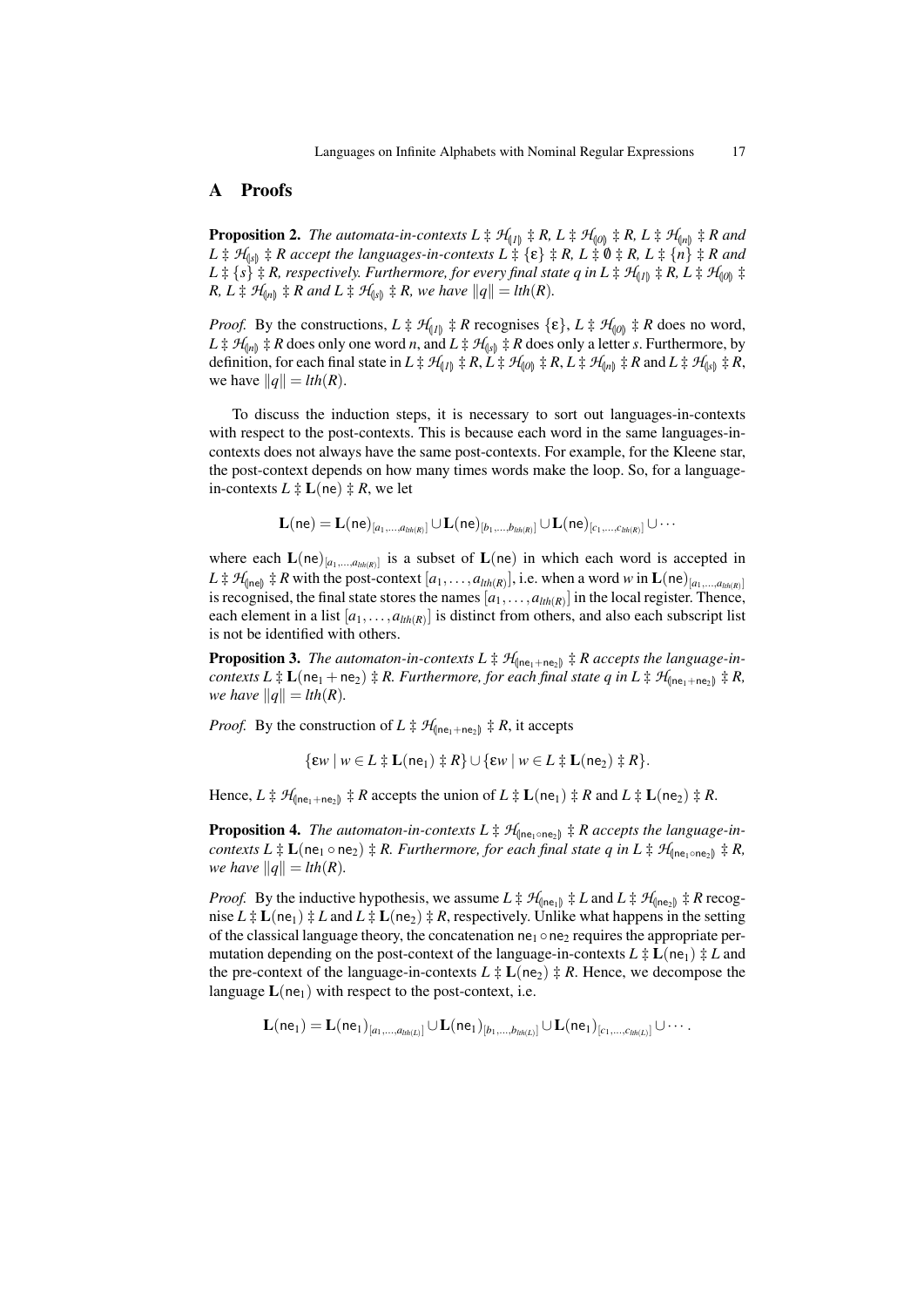# A Proofs

**Proposition 2.** *The automata-in-contexts $L \ddagger \mathcal{H}_{(\!|1|\!)} \ddagger R$, $L \ddagger \mathcal{H}_{(\!|0|\!)} \ddagger R$, $L \ddagger \mathcal{H}_{(\!|n|\!)} \ddagger R$ and $L \ddagger \mathcal{H}_{(\!|s|\!)} \ddagger R$ accept the languages-in-contexts $L \ddagger \{\varepsilon\} \ddagger R$, $L \ddagger \emptyset \ddagger R$, $L \ddagger \{n\} \ddagger R$ and $L \ddagger \{s\} \ddagger R$, respectively. Furthermore, for every final state $q$ in $L \ddagger \mathcal{H}_{(\!|1|\!)} \ddagger R$, $L \ddagger \mathcal{H}_{(\!|0|\!)} \ddagger R$, $L \ddagger \mathcal{H}_{(\!|n|\!)} \ddagger R$ and $L \ddagger \mathcal{H}_{(\!|s|\!)} \ddagger R$, we have $\|q\| = lth(R)$.*

*Proof.* By the constructions, $L \ddagger \mathcal{H}_{(\!|1|\!)} \ddagger R$ recognises $\{\varepsilon\}$, $L \ddagger \mathcal{H}_{(\!|0|\!)} \ddagger R$ does no word, $L \ddagger \mathcal{H}_{(\!|n|\!)} \ddagger R$ does only one word $n$, and $L \ddagger \mathcal{H}_{(\!|s|\!)} \ddagger R$ does only a letter $s$. Furthermore, by definition, for each final state in $L \ddagger \mathcal{H}_{(\!|1|\!)} \ddagger R$, $L \ddagger \mathcal{H}_{(\!|0|\!)} \ddagger R$, $L \ddagger \mathcal{H}_{(\!|n|\!)} \ddagger R$ and $L \ddagger \mathcal{H}_{(\!|s|\!)} \ddagger R$, we have $\|q\| = lth(R)$.

To discuss the induction steps, it is necessary to sort out languages-in-contexts with respect to the post-contexts. This is because each word in the same languages-in-contexts does not always have the same post-contexts. For example, for the Kleene star, the post-context depends on how many times words make the loop. So, for a language-in-contexts $L \ddagger \mathbf{L}(\mathsf{ne}) \ddagger R$, we let

$$\mathbf{L}(\mathsf{ne}) = \mathbf{L}(\mathsf{ne})_{[a_1,\ldots,a_{lth(R)}]} \cup \mathbf{L}(\mathsf{ne})_{[b_1,\ldots,b_{lth(R)}]} \cup \mathbf{L}(\mathsf{ne})_{[c_1,\ldots,c_{lth(R)}]} \cup \cdots$$

where each $\mathbf{L}(\mathsf{ne})_{[a_1,\ldots,a_{lth(R)}]}$ is a subset of $\mathbf{L}(\mathsf{ne})$ in which each word is accepted in $L \ddagger \mathcal{H}_{(\!|\mathsf{ne}|\!)} \ddagger R$ with the post-context $[a_1,\ldots,a_{lth(R)}]$, i.e. when a word $w$ in $\mathbf{L}(\mathsf{ne})_{[a_1,\ldots,a_{lth(R)}]}$ is recognised, the final state stores the names $[a_1,\ldots,a_{lth(R)}]$ in the local register. Thence, each element in a list $[a_1,\ldots,a_{lth(R)}]$ is distinct from others, and also each subscript list is not be identified with others.

**Proposition 3.** *The automaton-in-contexts $L \ddagger \mathcal{H}_{(\!|\mathsf{ne}_1+\mathsf{ne}_2|\!)} \ddagger R$ accepts the language-in-contexts $L \ddagger \mathbf{L}(\mathsf{ne}_1 + \mathsf{ne}_2) \ddagger R$. Furthermore, for each final state $q$ in $L \ddagger \mathcal{H}_{(\!|\mathsf{ne}_1+\mathsf{ne}_2|\!)} \ddagger R$, we have $\|q\| = lth(R)$.*

*Proof.* By the construction of $L \ddagger \mathcal{H}_{(\!|\mathsf{ne}_1+\mathsf{ne}_2|\!)} \ddagger R$, it accepts

$$\{\varepsilon w \mid w \in L \ddagger \mathbf{L}(\mathsf{ne}_1) \ddagger R\} \cup \{\varepsilon w \mid w \in L \ddagger \mathbf{L}(\mathsf{ne}_2) \ddagger R\}.$$

Hence, $L \ddagger \mathcal{H}_{(\!|\mathsf{ne}_1+\mathsf{ne}_2|\!)} \ddagger R$ accepts the union of $L \ddagger \mathbf{L}(\mathsf{ne}_1) \ddagger R$ and $L \ddagger \mathbf{L}(\mathsf{ne}_2) \ddagger R$.

**Proposition 4.** *The automaton-in-contexts $L \ddagger \mathcal{H}_{(\!|\mathsf{ne}_1\circ\mathsf{ne}_2|\!)} \ddagger R$ accepts the language-in-contexts $L \ddagger \mathbf{L}(\mathsf{ne}_1 \circ \mathsf{ne}_2) \ddagger R$. Furthermore, for each final state $q$ in $L \ddagger \mathcal{H}_{(\!|\mathsf{ne}_1\circ\mathsf{ne}_2|\!)} \ddagger R$, we have $\|q\| = lth(R)$.*

*Proof.* By the inductive hypothesis, we assume $L \ddagger \mathcal{H}_{(\!|\mathsf{ne}_1|\!)} \ddagger L$ and $L \ddagger \mathcal{H}_{(\!|\mathsf{ne}_2|\!)} \ddagger R$ recognise $L \ddagger \mathbf{L}(\mathsf{ne}_1) \ddagger L$ and $L \ddagger \mathbf{L}(\mathsf{ne}_2) \ddagger R$, respectively. Unlike what happens in the setting of the classical language theory, the concatenation $\mathsf{ne}_1 \circ \mathsf{ne}_2$ requires the appropriate permutation depending on the post-context of the language-in-contexts $L \ddagger \mathbf{L}(\mathsf{ne}_1) \ddagger L$ and the pre-context of the language-in-contexts $L \ddagger \mathbf{L}(\mathsf{ne}_2) \ddagger R$. Hence, we decompose the language $\mathbf{L}(\mathsf{ne}_1)$ with respect to the post-context, i.e.

$$\mathbf{L}(\mathsf{ne}_1) = \mathbf{L}(\mathsf{ne}_1)_{[a_1,\ldots,a_{lth(L)}]} \cup \mathbf{L}(\mathsf{ne}_1)_{[b_1,\ldots,b_{lth(L)}]} \cup \mathbf{L}(\mathsf{ne}_1)_{[c_1,\ldots,c_{lth(L)}]} \cup \cdots.$$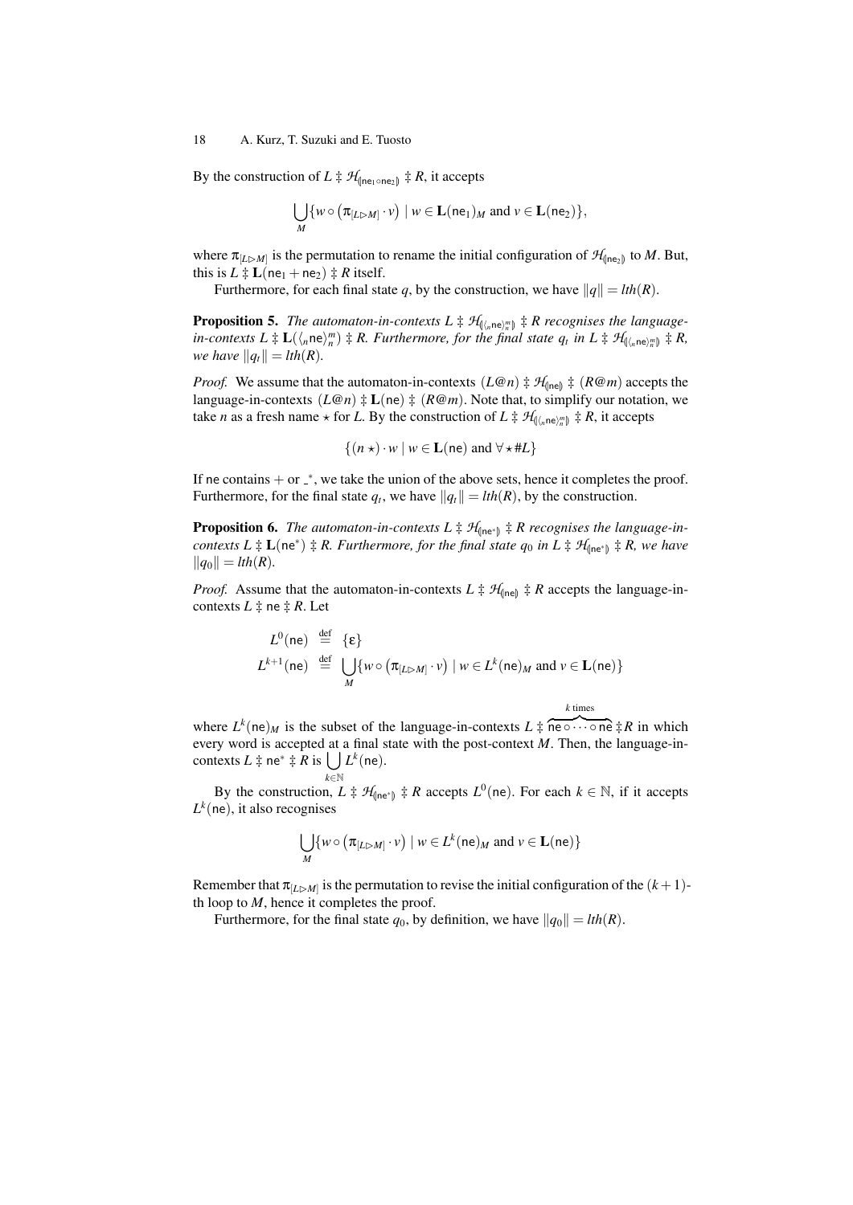By the construction of $L \ddagger \mathcal{H}_{(\!|\mathsf{ne}_1 \circ \mathsf{ne}_2|\!)} \ddagger R$, it accepts

$$\bigcup_{M} \{ w \circ \big(\pi_{[L \triangleright M]} \cdot v\big) \mid w \in \mathbf{L}(\mathsf{ne}_1)_M \text{ and } v \in \mathbf{L}(\mathsf{ne}_2) \},$$

where $\pi_{[L \triangleright M]}$ is the permutation to rename the initial configuration of $\mathcal{H}_{(\!|\mathsf{ne}_2|\!)}$ to $M$. But, this is $L \ddagger \mathbf{L}(\mathsf{ne}_1 + \mathsf{ne}_2) \ddagger R$ itself.

Furthermore, for each final state $q$, by the construction, we have $\|q\| = lth(R)$.

**Proposition 5.** *The automaton-in-contexts $L \ddagger \mathcal{H}_{(\!|\langle_n \mathsf{ne} \rangle_n^m|\!)} \ddagger R$ recognises the language-in-contexts $L \ddagger \mathbf{L}(\langle_n \mathsf{ne} \rangle_n^m) \ddagger R$. Furthermore, for the final state $q_t$ in $L \ddagger \mathcal{H}_{(\!|\langle_n \mathsf{ne} \rangle_n^m|\!)} \ddagger R$, we have $\|q_t\| = lth(R)$.*

*Proof.* We assume that the automaton-in-contexts $(L@n) \ddagger \mathcal{H}_{(\!|\mathsf{ne}|\!)} \ddagger (R@m)$ accepts the language-in-contexts $(L@n) \ddagger \mathbf{L}(\mathsf{ne}) \ddagger (R@m)$. Note that, to simplify our notation, we take $n$ as a fresh name $\star$ for $L$. By the construction of $L \ddagger \mathcal{H}_{(\!|\langle_n \mathsf{ne} \rangle_n^m|\!)} \ddagger R$, it accepts

$$\{ (n\ \star) \cdot w \mid w \in \mathbf{L}(\mathsf{ne}) \text{ and } \forall \star \# L \}$$

If ne contains $+$ or $\_^*$, we take the union of the above sets, hence it completes the proof. Furthermore, for the final state $q_t$, we have $\|q_t\| = lth(R)$, by the construction.

**Proposition 6.** *The automaton-in-contexts $L \ddagger \mathcal{H}_{(\!|\mathsf{ne}^*|\!)} \ddagger R$ recognises the language-in-contexts $L \ddagger \mathbf{L}(\mathsf{ne}^*) \ddagger R$. Furthermore, for the final state $q_0$ in $L \ddagger \mathcal{H}_{(\!|\mathsf{ne}^*|\!)} \ddagger R$, we have $\|q_0\| = lth(R)$.*

*Proof.* Assume that the automaton-in-contexts $L \ddagger \mathcal{H}_{(\!|\mathsf{ne}|\!)} \ddagger R$ accepts the language-in-contexts $L \ddagger \mathsf{ne} \ddagger R$. Let

$$L^0(\mathsf{ne}) \stackrel{\text{def}}{=} \{\varepsilon\}$$
$$L^{k+1}(\mathsf{ne}) \stackrel{\text{def}}{=} \bigcup_{M} \{ w \circ \big(\pi_{[L \triangleright M]} \cdot v\big) \mid w \in L^k(\mathsf{ne})_M \text{ and } v \in \mathbf{L}(\mathsf{ne}) \}$$

where $L^k(\mathsf{ne})_M$ is the subset of the language-in-contexts $L \ddagger \overbrace{\mathsf{ne} \circ \cdots \circ \mathsf{ne}}^{k \text{ times}} \ddagger R$ in which every word is accepted at a final state with the post-context $M$. Then, the language-in-contexts $L \ddagger \mathsf{ne}^* \ddagger R$ is $\bigcup_{k \in \mathbb{N}} L^k(\mathsf{ne})$.

By the construction, $L \ddagger \mathcal{H}_{(\!|\mathsf{ne}^*|\!)} \ddagger R$ accepts $L^0(\mathsf{ne})$. For each $k \in \mathbb{N}$, if it accepts $L^k(\mathsf{ne})$, it also recognises

$$\bigcup_{M} \{ w \circ \big(\pi_{[L \triangleright M]} \cdot v\big) \mid w \in L^k(\mathsf{ne})_M \text{ and } v \in \mathbf{L}(\mathsf{ne}) \}$$

Remember that $\pi_{[L \triangleright M]}$ is the permutation to revise the initial configuration of the $(k+1)$-th loop to $M$, hence it completes the proof.

Furthermore, for the final state $q_0$, by definition, we have $\|q_0\| = lth(R)$.